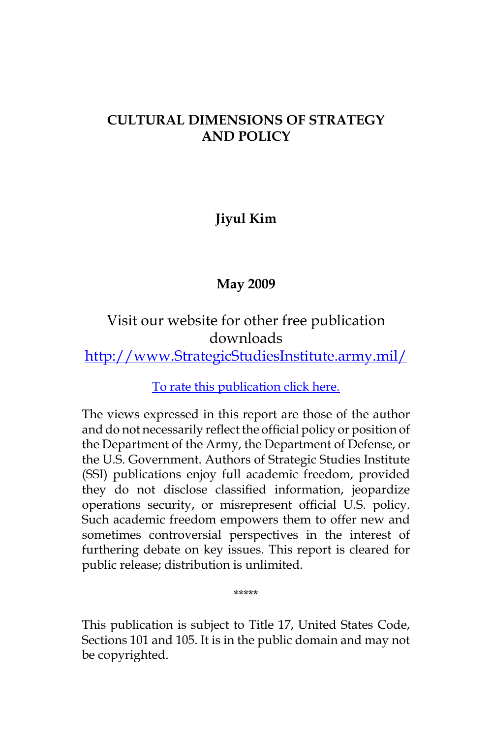# CULTURAL DIMENSIONS OF STRATEGY AND POLICY

**Jiyul Kim**

**May 2009**

Visit our website for other free publication downloads

[http://www.StrategicStudiesInstitute.army.mil/](http://www.StrategicStudiesInstitute.army.mil/)

To rate this publication click here.

The views expressed in this report are those of the author and do not necessarily reflect the official policy or position of the Department of the Army, the Department of Defense, or the U.S. Government. Authors of Strategic Studies Institute (SSI) publications enjoy full academic freedom, provided they do not disclose classified information, jeopardize operations security, or misrepresent official U.S. policy. Such academic freedom empowers them to offer new and sometimes controversial perspectives in the interest of furthering debate on key issues. This report is cleared for public release; distribution is unlimited.

*****

This publication is subject to Title 17, United States Code, Sections 101 and 105. It is in the public domain and may not be copyrighted.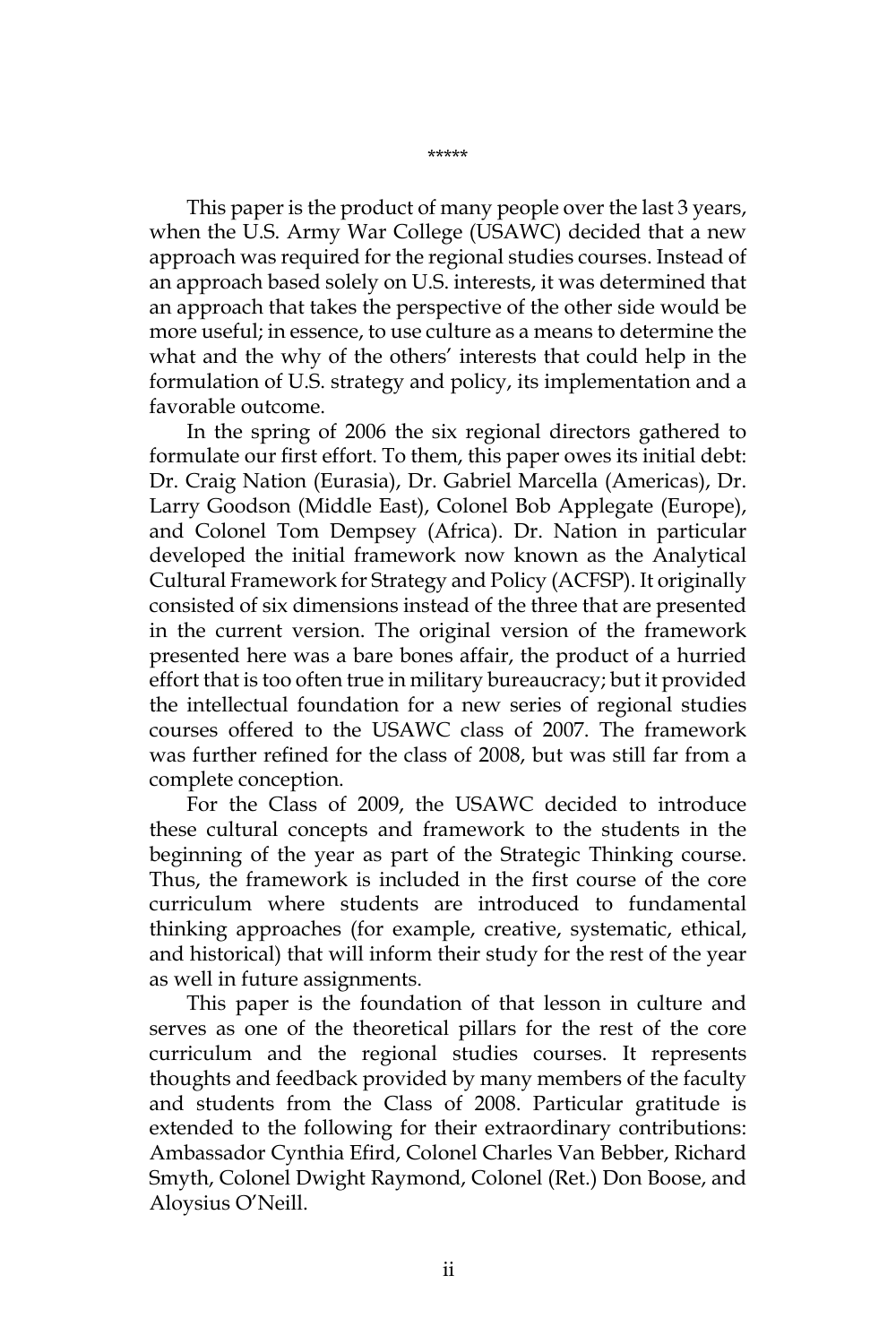\*\*\*\*\*

This paper is the product of many people over the last 3 years, when the U.S. Army War College (USAWC) decided that a new approach was required for the regional studies courses. Instead of an approach based solely on U.S. interests, it was determined that an approach that takes the perspective of the other side would be more useful; in essence, to use culture as a means to determine the what and the why of the others' interests that could help in the formulation of U.S. strategy and policy, its implementation and a favorable outcome.

In the spring of 2006 the six regional directors gathered to formulate our first effort. To them, this paper owes its initial debt: Dr. Craig Nation (Eurasia), Dr. Gabriel Marcella (Americas), Dr. Larry Goodson (Middle East), Colonel Bob Applegate (Europe), and Colonel Tom Dempsey (Africa). Dr. Nation in particular developed the initial framework now known as the Analytical Cultural Framework for Strategy and Policy (ACFSP). It originally consisted of six dimensions instead of the three that are presented in the current version. The original version of the framework presented here was a bare bones affair, the product of a hurried effort that is too often true in military bureaucracy; but it provided the intellectual foundation for a new series of regional studies courses offered to the USAWC class of 2007. The framework was further refined for the class of 2008, but was still far from a complete conception.

For the Class of 2009, the USAWC decided to introduce these cultural concepts and framework to the students in the beginning of the year as part of the Strategic Thinking course. Thus, the framework is included in the first course of the core curriculum where students are introduced to fundamental thinking approaches (for example, creative, systematic, ethical, and historical) that will inform their study for the rest of the year as well in future assignments.

This paper is the foundation of that lesson in culture and serves as one of the theoretical pillars for the rest of the core curriculum and the regional studies courses. It represents thoughts and feedback provided by many members of the faculty and students from the Class of 2008. Particular gratitude is extended to the following for their extraordinary contributions: Ambassador Cynthia Efird, Colonel Charles Van Bebber, Richard Smyth, Colonel Dwight Raymond, Colonel (Ret.) Don Boose, and Aloysius O'Neill.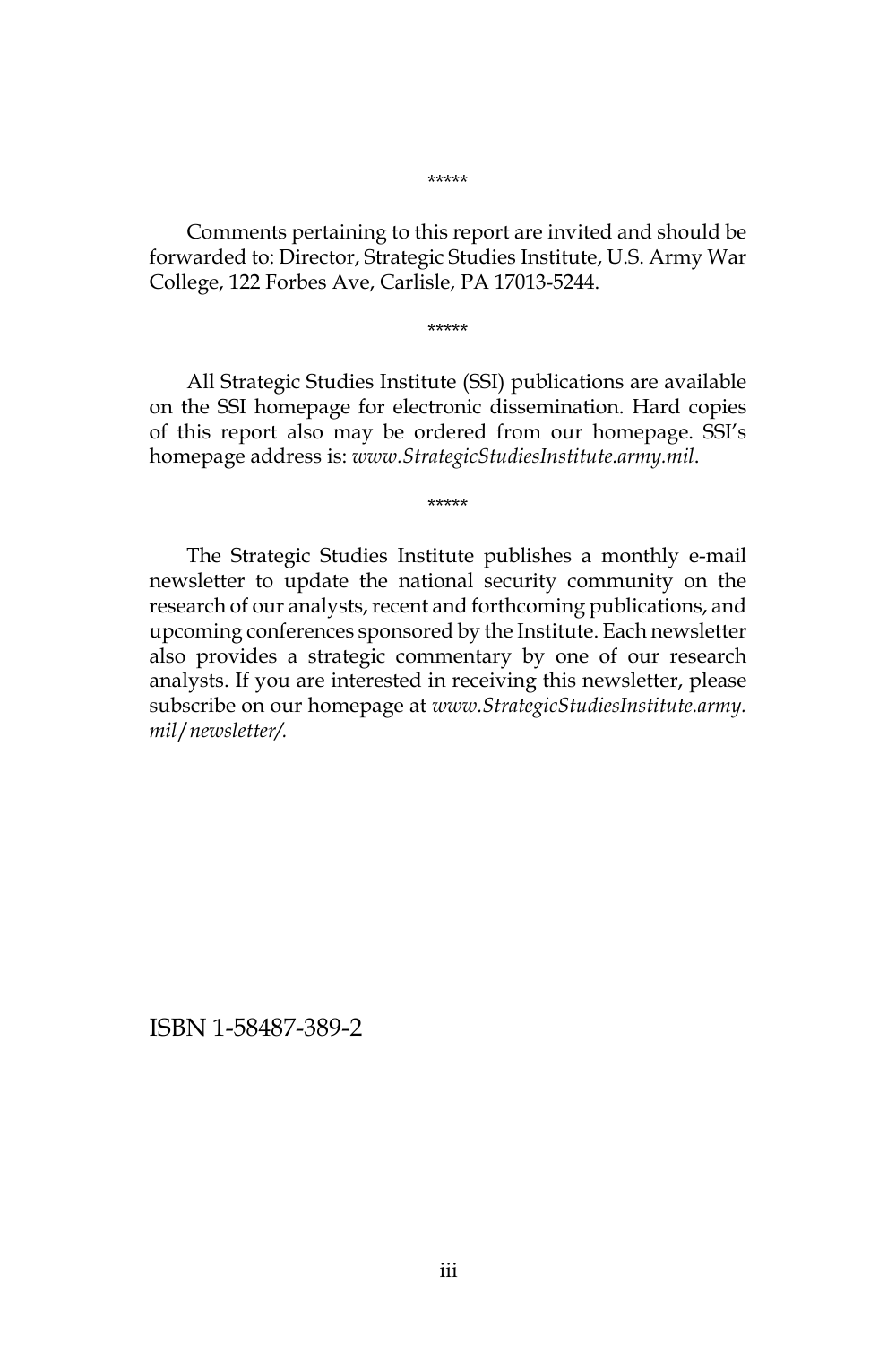*****

Comments pertaining to this report are invited and should be forwarded to: Director, Strategic Studies Institute, U.S. Army War College, 122 Forbes Ave, Carlisle, PA 17013-5244.

*****

All Strategic Studies Institute (SSI) publications are available on the SSI homepage for electronic dissemination. Hard copies of this report also may be ordered from our homepage. SSI's homepage address is: *www.StrategicStudiesInstitute.army.mil*.

*****

The Strategic Studies Institute publishes a monthly e-mail newsletter to update the national security community on the research of our analysts, recent and forthcoming publications, and upcoming conferences sponsored by the Institute. Each newsletter also provides a strategic commentary by one of our research analysts. If you are interested in receiving this newsletter, please subscribe on our homepage at *www.StrategicStudiesInstitute.army.mil/newsletter/.*

ISBN 1-58487-389-2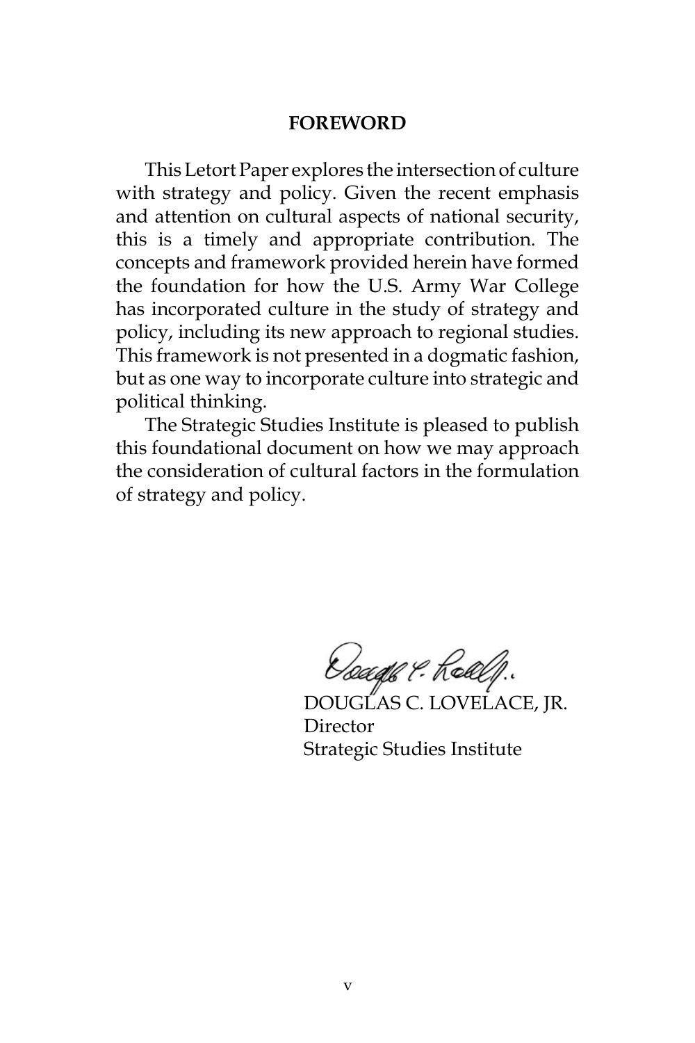## FOREWORD

This Letort Paper explores the intersection of culture with strategy and policy. Given the recent emphasis and attention on cultural aspects of national security, this is a timely and appropriate contribution. The concepts and framework provided herein have formed the foundation for how the U.S. Army War College has incorporated culture in the study of strategy and policy, including its new approach to regional studies. This framework is not presented in a dogmatic fashion, but as one way to incorporate culture into strategic and political thinking.

The Strategic Studies Institute is pleased to publish this foundational document on how we may approach the consideration of cultural factors in the formulation of strategy and policy.

DOUGLAS C. LOVELACE, JR.
Director
Strategic Studies Institute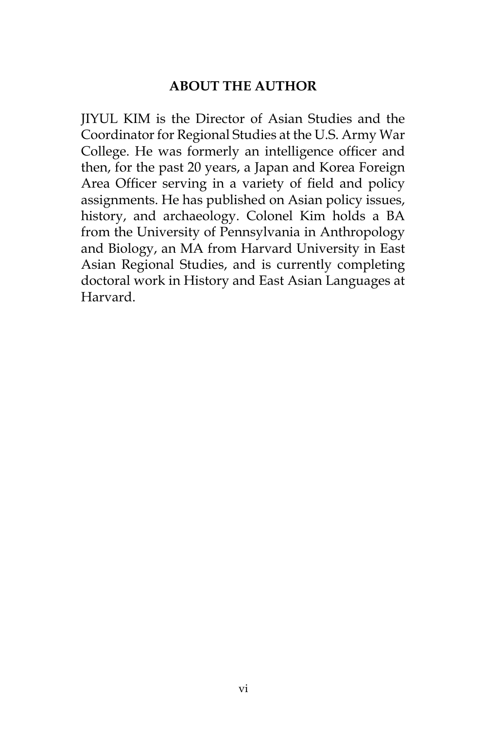## ABOUT THE AUTHOR

JIYUL KIM is the Director of Asian Studies and the Coordinator for Regional Studies at the U.S. Army War College. He was formerly an intelligence officer and then, for the past 20 years, a Japan and Korea Foreign Area Officer serving in a variety of field and policy assignments. He has published on Asian policy issues, history, and archaeology. Colonel Kim holds a BA from the University of Pennsylvania in Anthropology and Biology, an MA from Harvard University in East Asian Regional Studies, and is currently completing doctoral work in History and East Asian Languages at Harvard.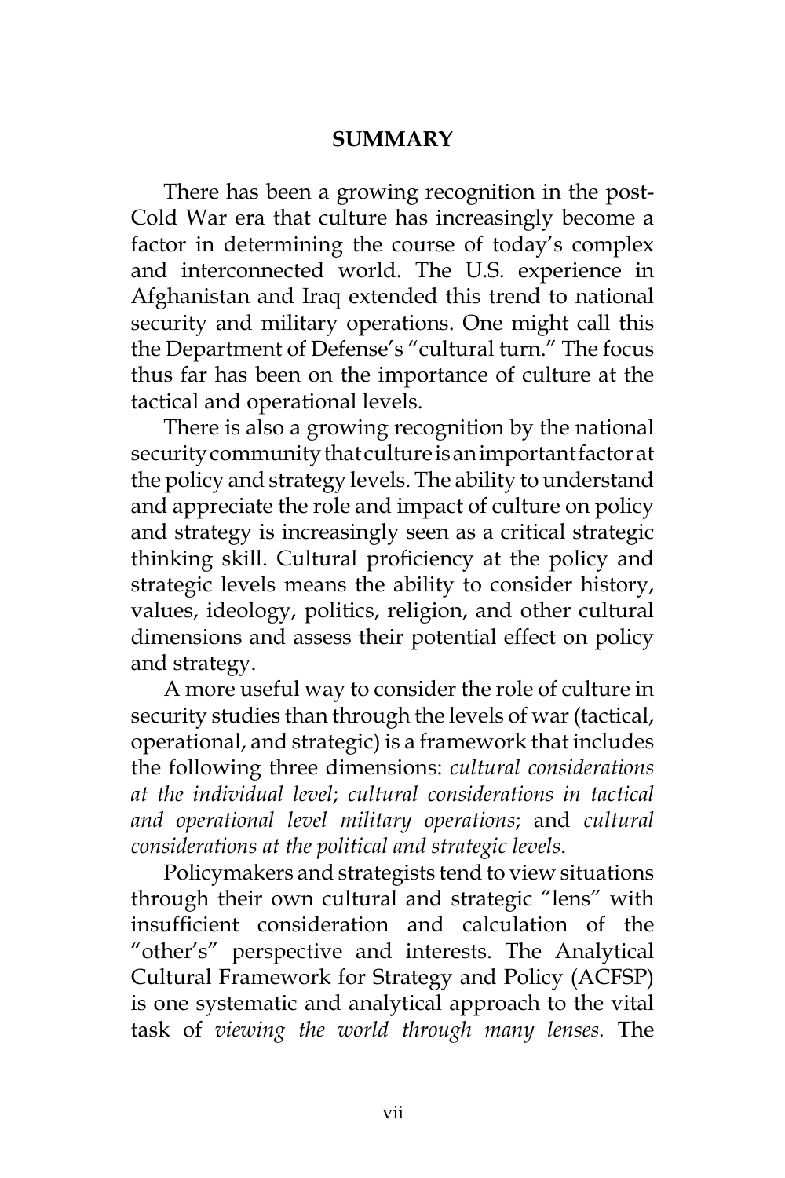## SUMMARY

There has been a growing recognition in the post-Cold War era that culture has increasingly become a factor in determining the course of today's complex and interconnected world. The U.S. experience in Afghanistan and Iraq extended this trend to national security and military operations. One might call this the Department of Defense's "cultural turn." The focus thus far has been on the importance of culture at the tactical and operational levels.

There is also a growing recognition by the national security community that culture is an important factor at the policy and strategy levels. The ability to understand and appreciate the role and impact of culture on policy and strategy is increasingly seen as a critical strategic thinking skill. Cultural proficiency at the policy and strategic levels means the ability to consider history, values, ideology, politics, religion, and other cultural dimensions and assess their potential effect on policy and strategy.

A more useful way to consider the role of culture in security studies than through the levels of war (tactical, operational, and strategic) is a framework that includes the following three dimensions: *cultural considerations at the individual level*; *cultural considerations in tactical and operational level military operations*; and *cultural considerations at the political and strategic levels*.

Policymakers and strategists tend to view situations through their own cultural and strategic "lens" with insufficient consideration and calculation of the "other's" perspective and interests. The Analytical Cultural Framework for Strategy and Policy (ACFSP) is one systematic and analytical approach to the vital task of *viewing the world through many lenses.* The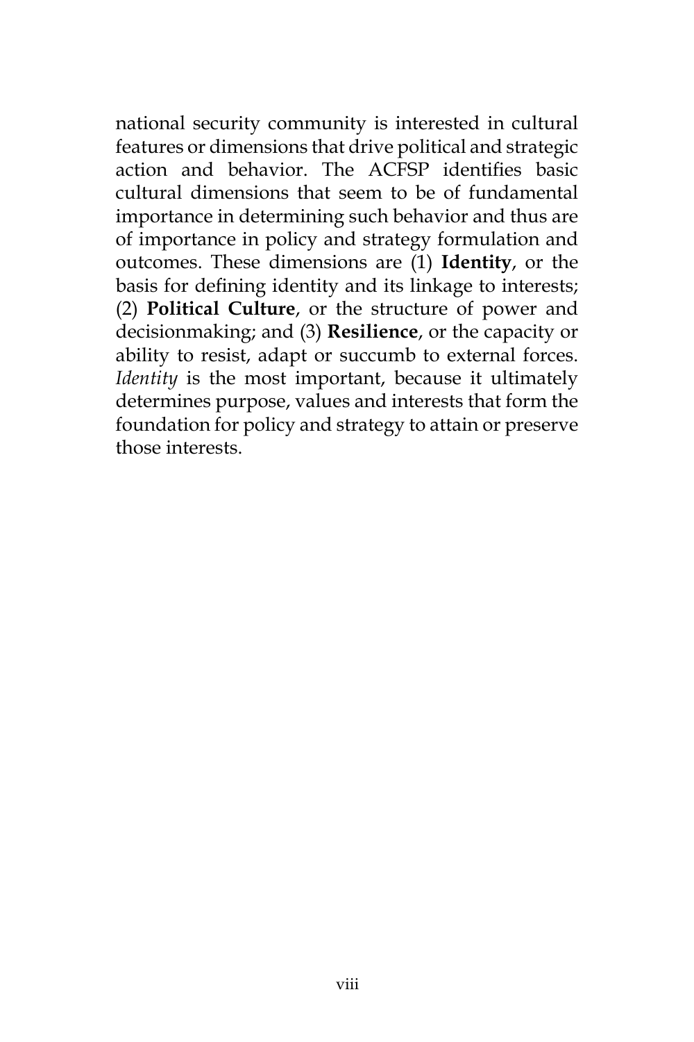national security community is interested in cultural features or dimensions that drive political and strategic action and behavior. The ACFSP identifies basic cultural dimensions that seem to be of fundamental importance in determining such behavior and thus are of importance in policy and strategy formulation and outcomes. These dimensions are (1) **Identity**, or the basis for defining identity and its linkage to interests; (2) **Political Culture**, or the structure of power and decisionmaking; and (3) **Resilience**, or the capacity or ability to resist, adapt or succumb to external forces. *Identity* is the most important, because it ultimately determines purpose, values and interests that form the foundation for policy and strategy to attain or preserve those interests.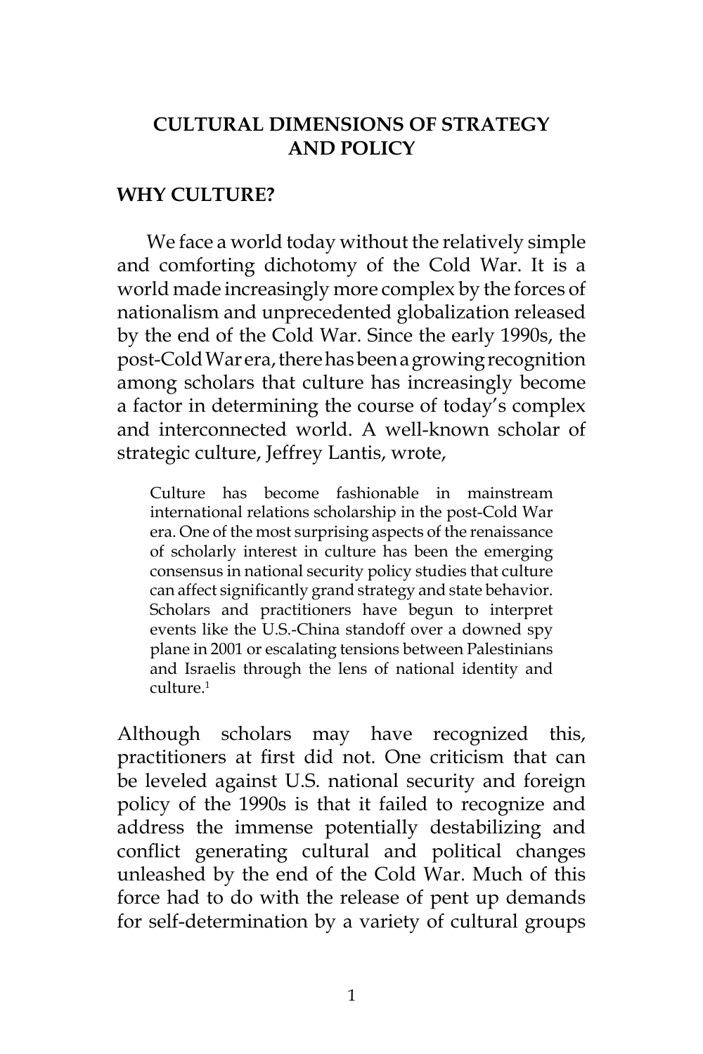# CULTURAL DIMENSIONS OF STRATEGY AND POLICY

## WHY CULTURE?

We face a world today without the relatively simple and comforting dichotomy of the Cold War. It is a world made increasingly more complex by the forces of nationalism and unprecedented globalization released by the end of the Cold War. Since the early 1990s, the post-Cold War era, there has been a growing recognition among scholars that culture has increasingly become a factor in determining the course of today's complex and interconnected world. A well-known scholar of strategic culture, Jeffrey Lantis, wrote,

> Culture has become fashionable in mainstream international relations scholarship in the post-Cold War era. One of the most surprising aspects of the renaissance of scholarly interest in culture has been the emerging consensus in national security policy studies that culture can affect significantly grand strategy and state behavior. Scholars and practitioners have begun to interpret events like the U.S.-China standoff over a downed spy plane in 2001 or escalating tensions between Palestinians and Israelis through the lens of national identity and culture.[1]

Although scholars may have recognized this, practitioners at first did not. One criticism that can be leveled against U.S. national security and foreign policy of the 1990s is that it failed to recognize and address the immense potentially destabilizing and conflict generating cultural and political changes unleashed by the end of the Cold War. Much of this force had to do with the release of pent up demands for self-determination by a variety of cultural groups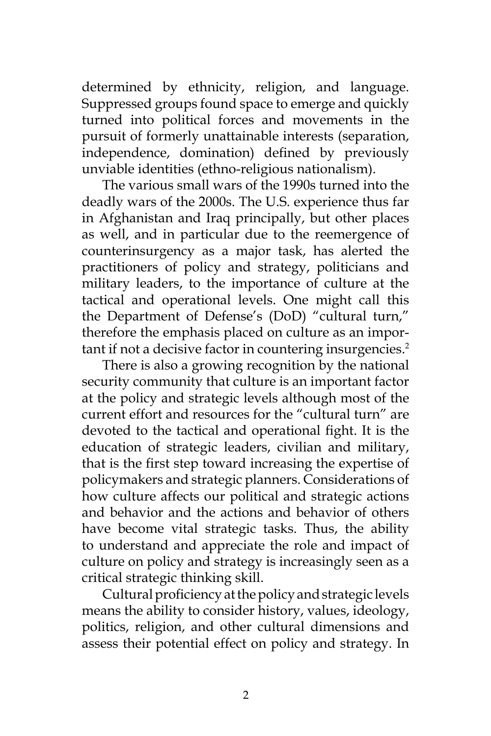determined by ethnicity, religion, and language. Suppressed groups found space to emerge and quickly turned into political forces and movements in the pursuit of formerly unattainable interests (separation, independence, domination) defined by previously unviable identities (ethno-religious nationalism).

The various small wars of the 1990s turned into the deadly wars of the 2000s. The U.S. experience thus far in Afghanistan and Iraq principally, but other places as well, and in particular due to the reemergence of counterinsurgency as a major task, has alerted the practitioners of policy and strategy, politicians and military leaders, to the importance of culture at the tactical and operational levels. One might call this the Department of Defense's (DoD) "cultural turn," therefore the emphasis placed on culture as an important if not a decisive factor in countering insurgencies.[2]

There is also a growing recognition by the national security community that culture is an important factor at the policy and strategic levels although most of the current effort and resources for the "cultural turn" are devoted to the tactical and operational fight. It is the education of strategic leaders, civilian and military, that is the first step toward increasing the expertise of policymakers and strategic planners. Considerations of how culture affects our political and strategic actions and behavior and the actions and behavior of others have become vital strategic tasks. Thus, the ability to understand and appreciate the role and impact of culture on policy and strategy is increasingly seen as a critical strategic thinking skill.

Cultural proficiency at the policy and strategic levels means the ability to consider history, values, ideology, politics, religion, and other cultural dimensions and assess their potential effect on policy and strategy. In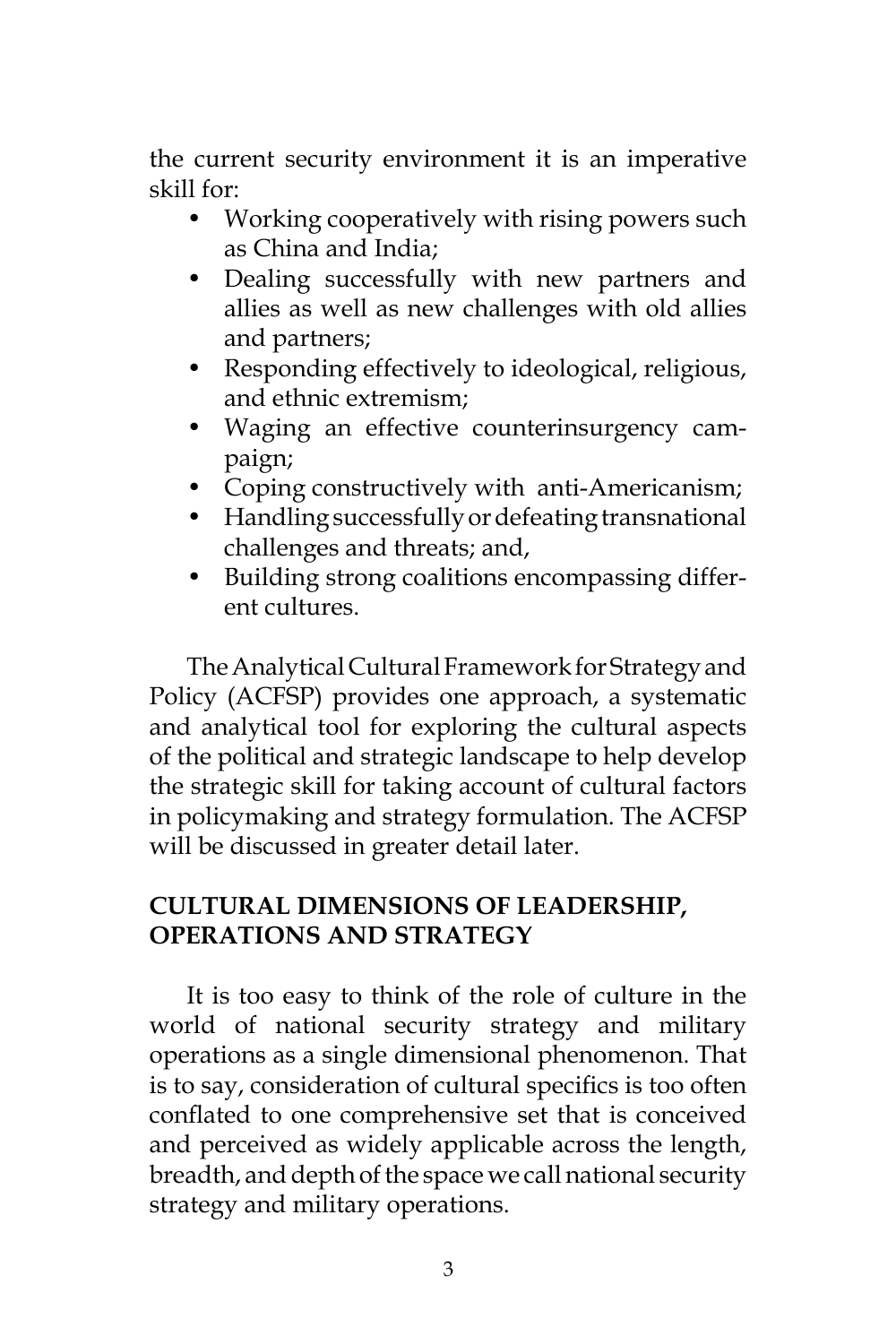the current security environment it is an imperative skill for:

- Working cooperatively with rising powers such as China and India;
- Dealing successfully with new partners and allies as well as new challenges with old allies and partners;
- Responding effectively to ideological, religious, and ethnic extremism;
- Waging an effective counterinsurgency campaign;
- Coping constructively with anti-Americanism;
- Handling successfully or defeating transnational challenges and threats; and,
- Building strong coalitions encompassing different cultures.

The Analytical Cultural Framework for Strategy and Policy (ACFSP) provides one approach, a systematic and analytical tool for exploring the cultural aspects of the political and strategic landscape to help develop the strategic skill for taking account of cultural factors in policymaking and strategy formulation. The ACFSP will be discussed in greater detail later.

## CULTURAL DIMENSIONS OF LEADERSHIP, OPERATIONS AND STRATEGY

It is too easy to think of the role of culture in the world of national security strategy and military operations as a single dimensional phenomenon. That is to say, consideration of cultural specifics is too often conflated to one comprehensive set that is conceived and perceived as widely applicable across the length, breadth, and depth of the space we call national security strategy and military operations.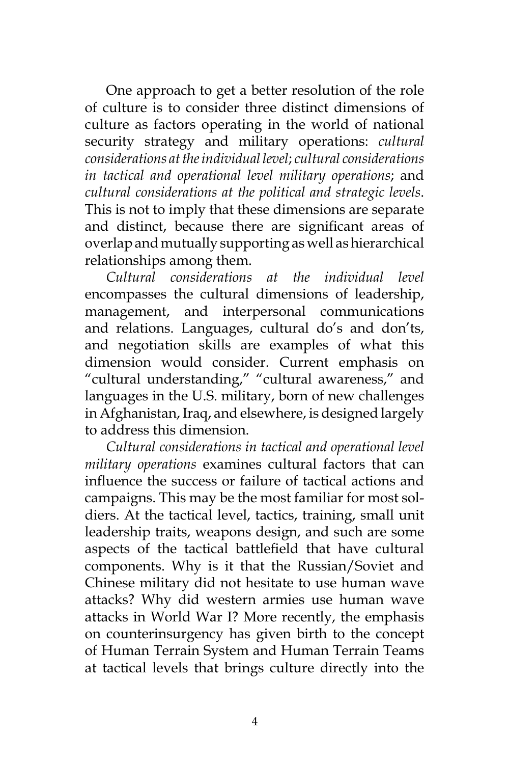One approach to get a better resolution of the role of culture is to consider three distinct dimensions of culture as factors operating in the world of national security strategy and military operations: *cultural considerations at the individual level*; *cultural considerations in tactical and operational level military operations*; and *cultural considerations at the political and strategic levels*. This is not to imply that these dimensions are separate and distinct, because there are significant areas of overlap and mutually supporting as well as hierarchical relationships among them.

*Cultural considerations at the individual level* encompasses the cultural dimensions of leadership, management, and interpersonal communications and relations. Languages, cultural do's and don'ts, and negotiation skills are examples of what this dimension would consider. Current emphasis on "cultural understanding," "cultural awareness," and languages in the U.S. military, born of new challenges in Afghanistan, Iraq, and elsewhere, is designed largely to address this dimension.

*Cultural considerations in tactical and operational level military operations* examines cultural factors that can influence the success or failure of tactical actions and campaigns. This may be the most familiar for most soldiers. At the tactical level, tactics, training, small unit leadership traits, weapons design, and such are some aspects of the tactical battlefield that have cultural components. Why is it that the Russian/Soviet and Chinese military did not hesitate to use human wave attacks? Why did western armies use human wave attacks in World War I? More recently, the emphasis on counterinsurgency has given birth to the concept of Human Terrain System and Human Terrain Teams at tactical levels that brings culture directly into the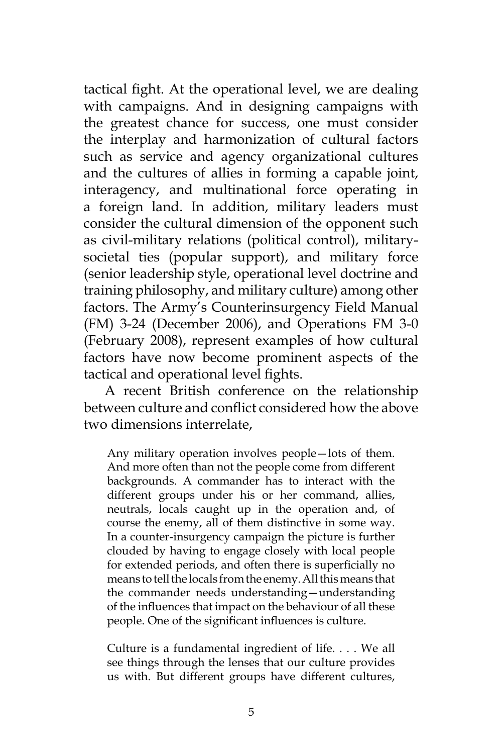tactical fight. At the operational level, we are dealing with campaigns. And in designing campaigns with the greatest chance for success, one must consider the interplay and harmonization of cultural factors such as service and agency organizational cultures and the cultures of allies in forming a capable joint, interagency, and multinational force operating in a foreign land. In addition, military leaders must consider the cultural dimension of the opponent such as civil-military relations (political control), military-societal ties (popular support), and military force (senior leadership style, operational level doctrine and training philosophy, and military culture) among other factors. The Army's Counterinsurgency Field Manual (FM) 3-24 (December 2006), and Operations FM 3-0 (February 2008), represent examples of how cultural factors have now become prominent aspects of the tactical and operational level fights.

A recent British conference on the relationship between culture and conflict considered how the above two dimensions interrelate,

> Any military operation involves people—lots of them. And more often than not the people come from different backgrounds. A commander has to interact with the different groups under his or her command, allies, neutrals, locals caught up in the operation and, of course the enemy, all of them distinctive in some way. In a counter-insurgency campaign the picture is further clouded by having to engage closely with local people for extended periods, and often there is superficially no means to tell the locals from the enemy. All this means that the commander needs understanding—understanding of the influences that impact on the behaviour of all these people. One of the significant influences is culture.
>
> Culture is a fundamental ingredient of life. . . . We all see things through the lenses that our culture provides us with. But different groups have different cultures,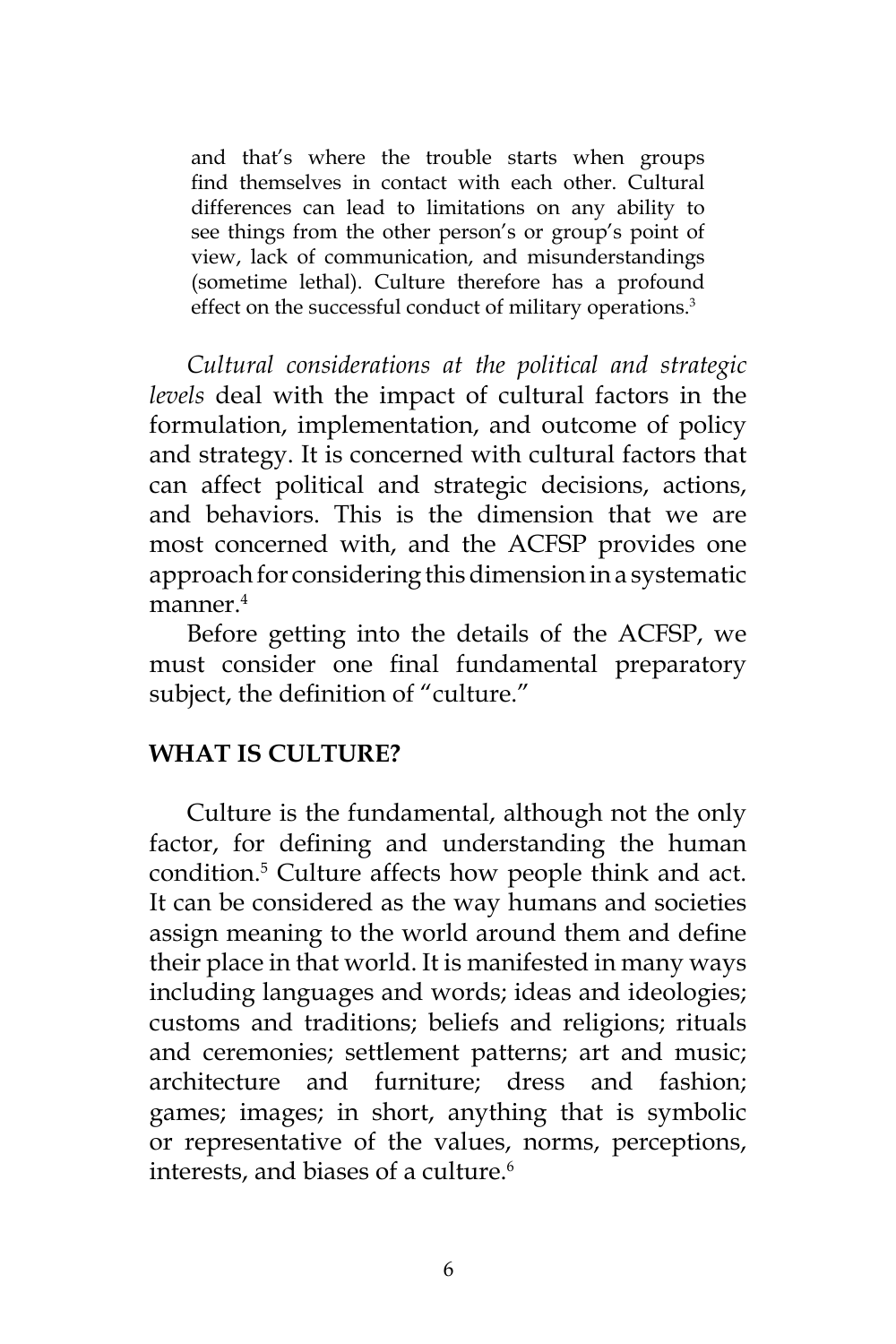> and that's where the trouble starts when groups find themselves in contact with each other. Cultural differences can lead to limitations on any ability to see things from the other person's or group's point of view, lack of communication, and misunderstandings (sometime lethal). Culture therefore has a profound effect on the successful conduct of military operations.[3]

*Cultural considerations at the political and strategic levels* deal with the impact of cultural factors in the formulation, implementation, and outcome of policy and strategy. It is concerned with cultural factors that can affect political and strategic decisions, actions, and behaviors. This is the dimension that we are most concerned with, and the ACFSP provides one approach for considering this dimension in a systematic manner.[4]

Before getting into the details of the ACFSP, we must consider one final fundamental preparatory subject, the definition of "culture."

## WHAT IS CULTURE?

Culture is the fundamental, although not the only factor, for defining and understanding the human condition.[5] Culture affects how people think and act. It can be considered as the way humans and societies assign meaning to the world around them and define their place in that world. It is manifested in many ways including languages and words; ideas and ideologies; customs and traditions; beliefs and religions; rituals and ceremonies; settlement patterns; art and music; architecture and furniture; dress and fashion; games; images; in short, anything that is symbolic or representative of the values, norms, perceptions, interests, and biases of a culture.[6]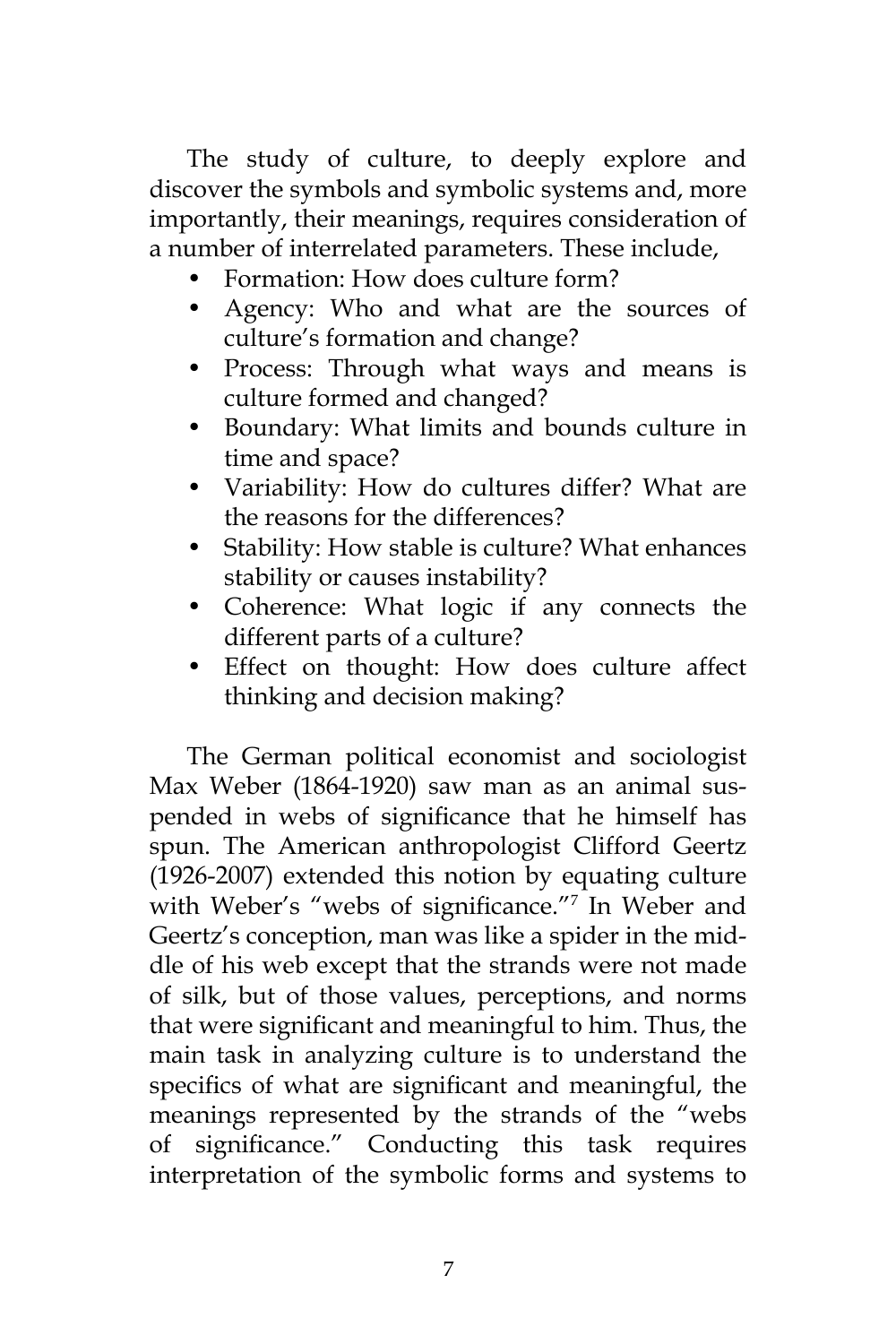The study of culture, to deeply explore and discover the symbols and symbolic systems and, more importantly, their meanings, requires consideration of a number of interrelated parameters. These include,

- Formation: How does culture form?
- Agency: Who and what are the sources of culture's formation and change?
- Process: Through what ways and means is culture formed and changed?
- Boundary: What limits and bounds culture in time and space?
- Variability: How do cultures differ? What are the reasons for the differences?
- Stability: How stable is culture? What enhances stability or causes instability?
- Coherence: What logic if any connects the different parts of a culture?
- Effect on thought: How does culture affect thinking and decision making?

The German political economist and sociologist Max Weber (1864-1920) saw man as an animal suspended in webs of significance that he himself has spun. The American anthropologist Clifford Geertz (1926-2007) extended this notion by equating culture with Weber's "webs of significance."[7] In Weber and Geertz's conception, man was like a spider in the middle of his web except that the strands were not made of silk, but of those values, perceptions, and norms that were significant and meaningful to him. Thus, the main task in analyzing culture is to understand the specifics of what are significant and meaningful, the meanings represented by the strands of the "webs of significance." Conducting this task requires interpretation of the symbolic forms and systems to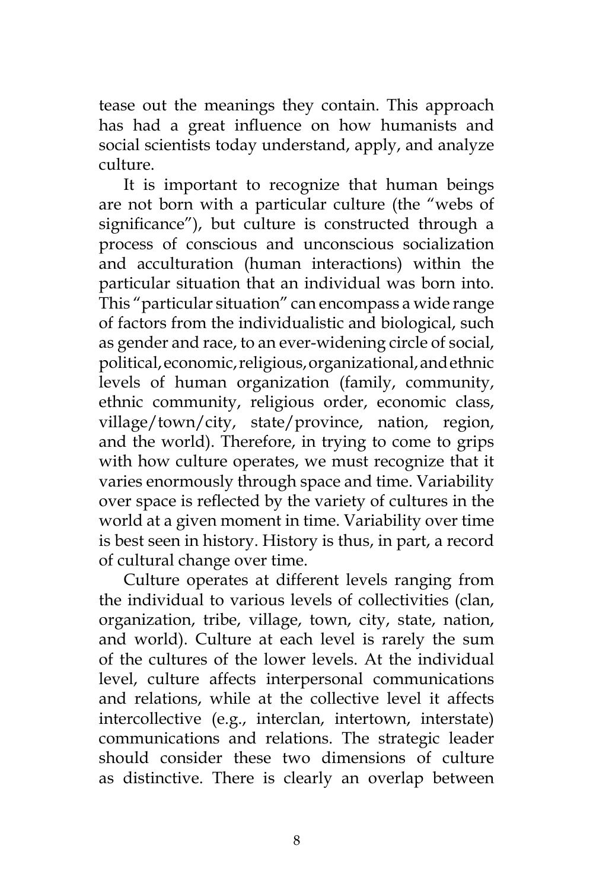tease out the meanings they contain. This approach has had a great influence on how humanists and social scientists today understand, apply, and analyze culture.

It is important to recognize that human beings are not born with a particular culture (the "webs of significance"), but culture is constructed through a process of conscious and unconscious socialization and acculturation (human interactions) within the particular situation that an individual was born into. This "particular situation" can encompass a wide range of factors from the individualistic and biological, such as gender and race, to an ever-widening circle of social, political, economic, religious, organizational, and ethnic levels of human organization (family, community, ethnic community, religious order, economic class, village/town/city, state/province, nation, region, and the world). Therefore, in trying to come to grips with how culture operates, we must recognize that it varies enormously through space and time. Variability over space is reflected by the variety of cultures in the world at a given moment in time. Variability over time is best seen in history. History is thus, in part, a record of cultural change over time.

Culture operates at different levels ranging from the individual to various levels of collectivities (clan, organization, tribe, village, town, city, state, nation, and world). Culture at each level is rarely the sum of the cultures of the lower levels. At the individual level, culture affects interpersonal communications and relations, while at the collective level it affects intercollective (e.g., interclan, intertown, interstate) communications and relations. The strategic leader should consider these two dimensions of culture as distinctive. There is clearly an overlap between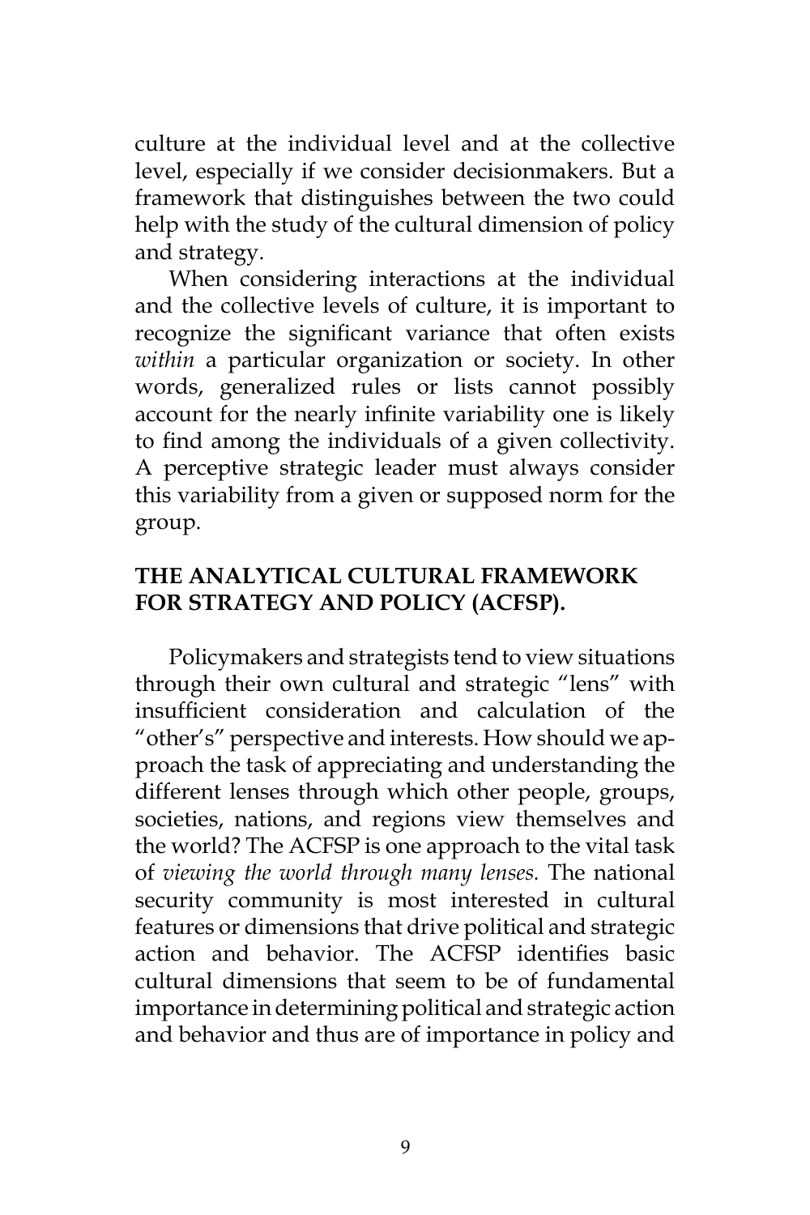culture at the individual level and at the collective level, especially if we consider decisionmakers. But a framework that distinguishes between the two could help with the study of the cultural dimension of policy and strategy.

When considering interactions at the individual and the collective levels of culture, it is important to recognize the significant variance that often exists *within* a particular organization or society. In other words, generalized rules or lists cannot possibly account for the nearly infinite variability one is likely to find among the individuals of a given collectivity. A perceptive strategic leader must always consider this variability from a given or supposed norm for the group.

## THE ANALYTICAL CULTURAL FRAMEWORK FOR STRATEGY AND POLICY (ACFSP).

Policymakers and strategists tend to view situations through their own cultural and strategic "lens" with insufficient consideration and calculation of the "other's" perspective and interests. How should we approach the task of appreciating and understanding the different lenses through which other people, groups, societies, nations, and regions view themselves and the world? The ACFSP is one approach to the vital task of *viewing the world through many lenses.* The national security community is most interested in cultural features or dimensions that drive political and strategic action and behavior. The ACFSP identifies basic cultural dimensions that seem to be of fundamental importance in determining political and strategic action and behavior and thus are of importance in policy and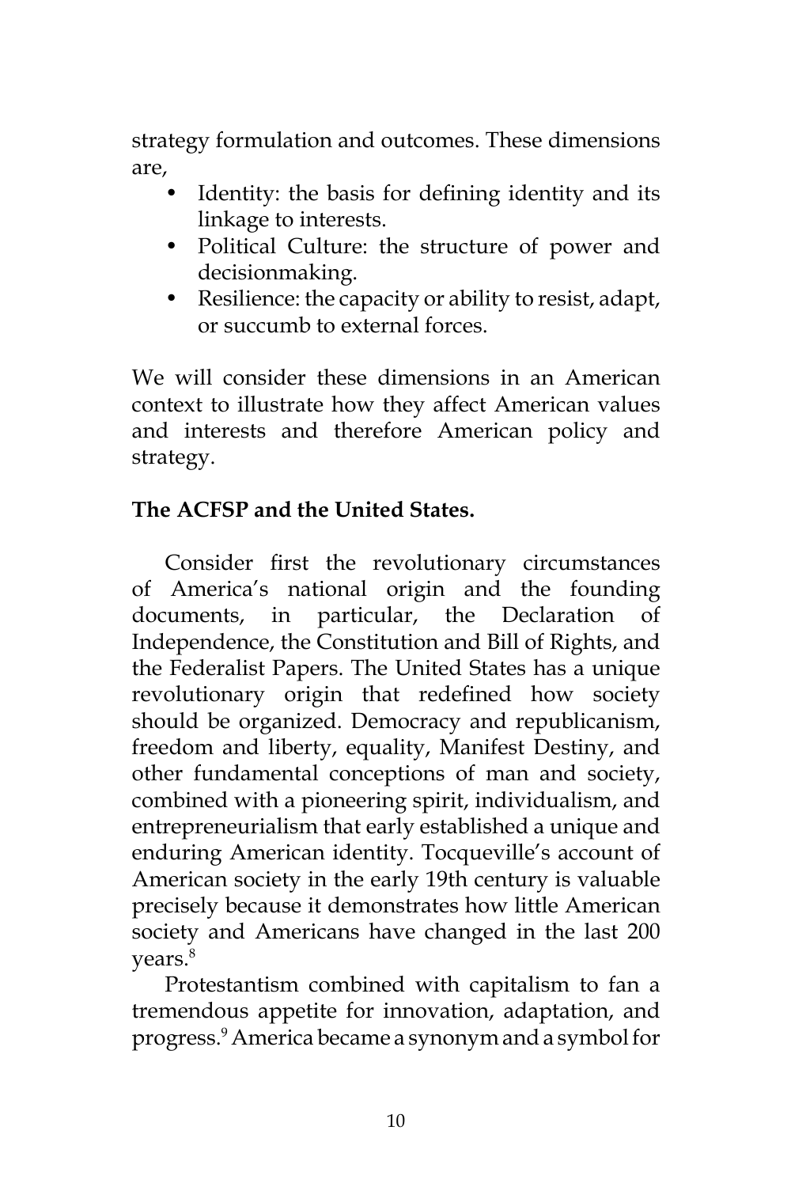strategy formulation and outcomes. These dimensions are,

- Identity: the basis for defining identity and its linkage to interests.
- Political Culture: the structure of power and decisionmaking.
- Resilience: the capacity or ability to resist, adapt, or succumb to external forces.

We will consider these dimensions in an American context to illustrate how they affect American values and interests and therefore American policy and strategy.

**The ACFSP and the United States.**

Consider first the revolutionary circumstances of America's national origin and the founding documents, in particular, the Declaration of Independence, the Constitution and Bill of Rights, and the Federalist Papers. The United States has a unique revolutionary origin that redefined how society should be organized. Democracy and republicanism, freedom and liberty, equality, Manifest Destiny, and other fundamental conceptions of man and society, combined with a pioneering spirit, individualism, and entrepreneurialism that early established a unique and enduring American identity. Tocqueville's account of American society in the early 19th century is valuable precisely because it demonstrates how little American society and Americans have changed in the last 200 years.[8]

Protestantism combined with capitalism to fan a tremendous appetite for innovation, adaptation, and progress.[9] America became a synonym and a symbol for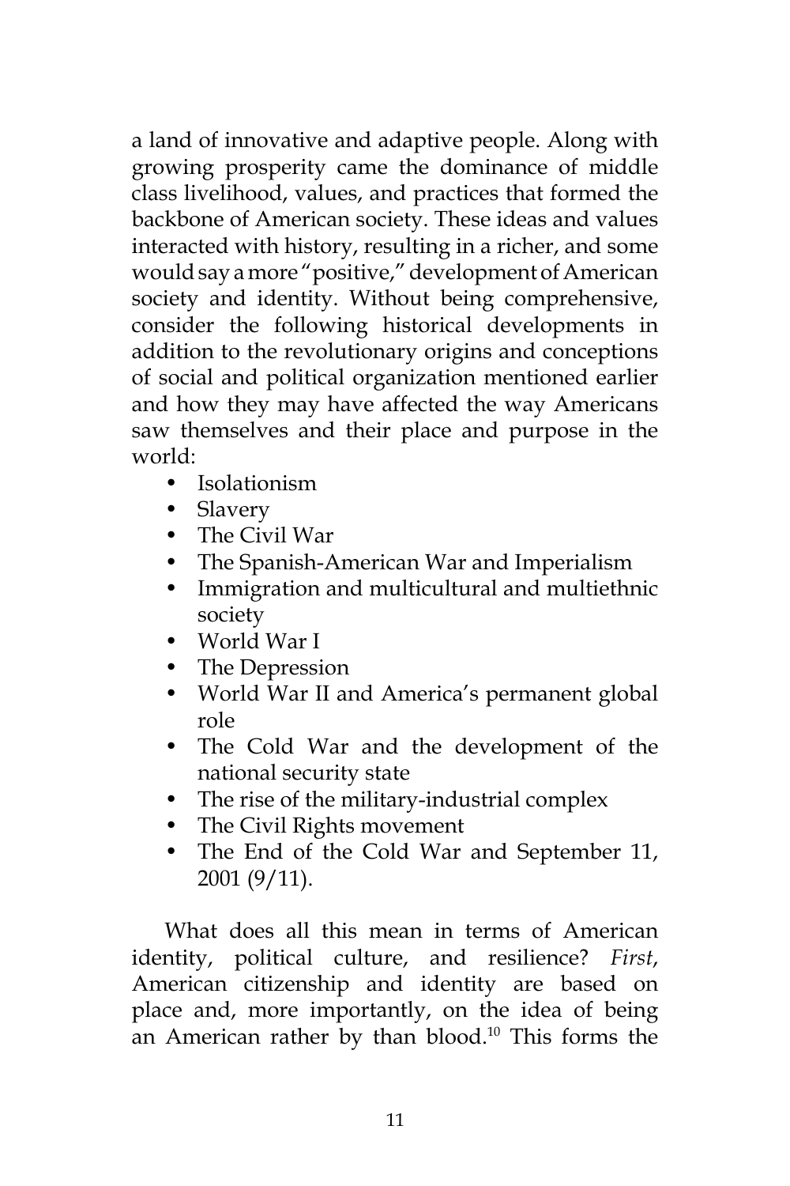a land of innovative and adaptive people. Along with growing prosperity came the dominance of middle class livelihood, values, and practices that formed the backbone of American society. These ideas and values interacted with history, resulting in a richer, and some would say a more "positive," development of American society and identity. Without being comprehensive, consider the following historical developments in addition to the revolutionary origins and conceptions of social and political organization mentioned earlier and how they may have affected the way Americans saw themselves and their place and purpose in the world:

- Isolationism
- Slavery
- The Civil War
- The Spanish-American War and Imperialism
- Immigration and multicultural and multiethnic society
- World War I
- The Depression
- World War II and America's permanent global role
- The Cold War and the development of the national security state
- The rise of the military-industrial complex
- The Civil Rights movement
- The End of the Cold War and September 11, 2001 (9/11).

What does all this mean in terms of American identity, political culture, and resilience? *First*, American citizenship and identity are based on place and, more importantly, on the idea of being an American rather by than blood.[10] This forms the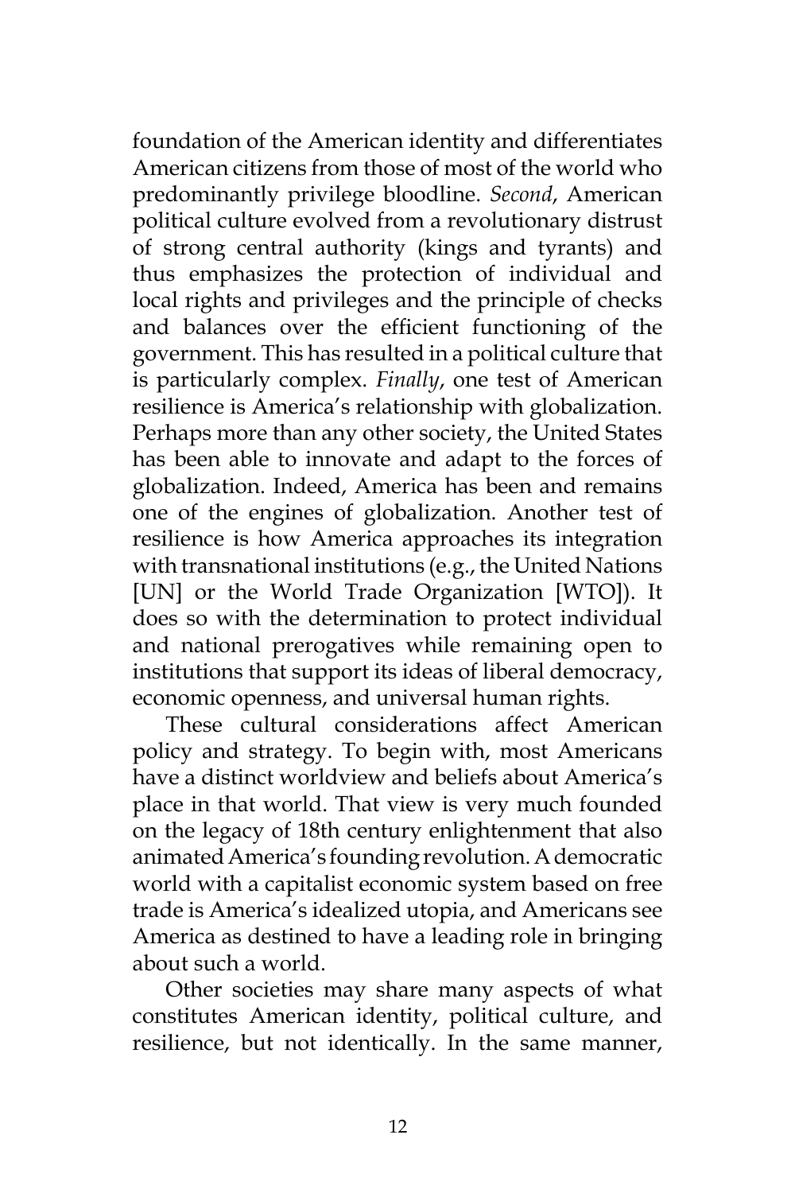foundation of the American identity and differentiates American citizens from those of most of the world who predominantly privilege bloodline. *Second*, American political culture evolved from a revolutionary distrust of strong central authority (kings and tyrants) and thus emphasizes the protection of individual and local rights and privileges and the principle of checks and balances over the efficient functioning of the government. This has resulted in a political culture that is particularly complex. *Finally*, one test of American resilience is America's relationship with globalization. Perhaps more than any other society, the United States has been able to innovate and adapt to the forces of globalization. Indeed, America has been and remains one of the engines of globalization. Another test of resilience is how America approaches its integration with transnational institutions (e.g., the United Nations [UN] or the World Trade Organization [WTO]). It does so with the determination to protect individual and national prerogatives while remaining open to institutions that support its ideas of liberal democracy, economic openness, and universal human rights.

These cultural considerations affect American policy and strategy. To begin with, most Americans have a distinct worldview and beliefs about America's place in that world. That view is very much founded on the legacy of 18th century enlightenment that also animated America's founding revolution. A democratic world with a capitalist economic system based on free trade is America's idealized utopia, and Americans see America as destined to have a leading role in bringing about such a world.

Other societies may share many aspects of what constitutes American identity, political culture, and resilience, but not identically. In the same manner,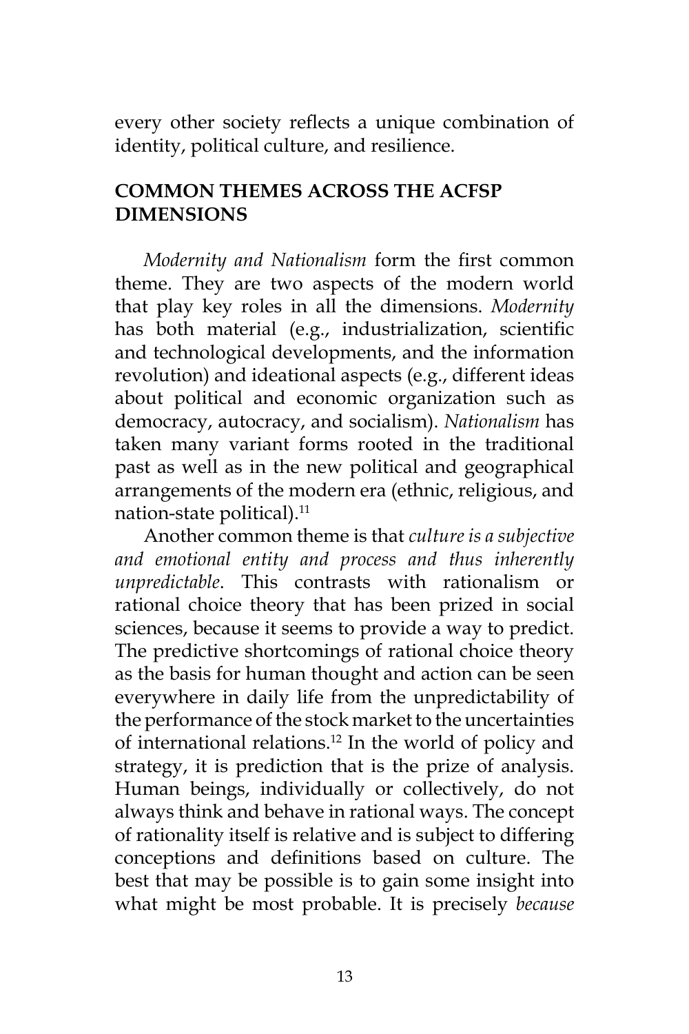every other society reflects a unique combination of identity, political culture, and resilience.

## COMMON THEMES ACROSS THE ACFSP DIMENSIONS

*Modernity and Nationalism* form the first common theme. They are two aspects of the modern world that play key roles in all the dimensions. *Modernity* has both material (e.g., industrialization, scientific and technological developments, and the information revolution) and ideational aspects (e.g., different ideas about political and economic organization such as democracy, autocracy, and socialism). *Nationalism* has taken many variant forms rooted in the traditional past as well as in the new political and geographical arrangements of the modern era (ethnic, religious, and nation-state political).[11]

Another common theme is that *culture is a subjective and emotional entity and process and thus inherently unpredictable*. This contrasts with rationalism or rational choice theory that has been prized in social sciences, because it seems to provide a way to predict. The predictive shortcomings of rational choice theory as the basis for human thought and action can be seen everywhere in daily life from the unpredictability of the performance of the stock market to the uncertainties of international relations.[12] In the world of policy and strategy, it is prediction that is the prize of analysis. Human beings, individually or collectively, do not always think and behave in rational ways. The concept of rationality itself is relative and is subject to differing conceptions and definitions based on culture. The best that may be possible is to gain some insight into what might be most probable. It is precisely *because*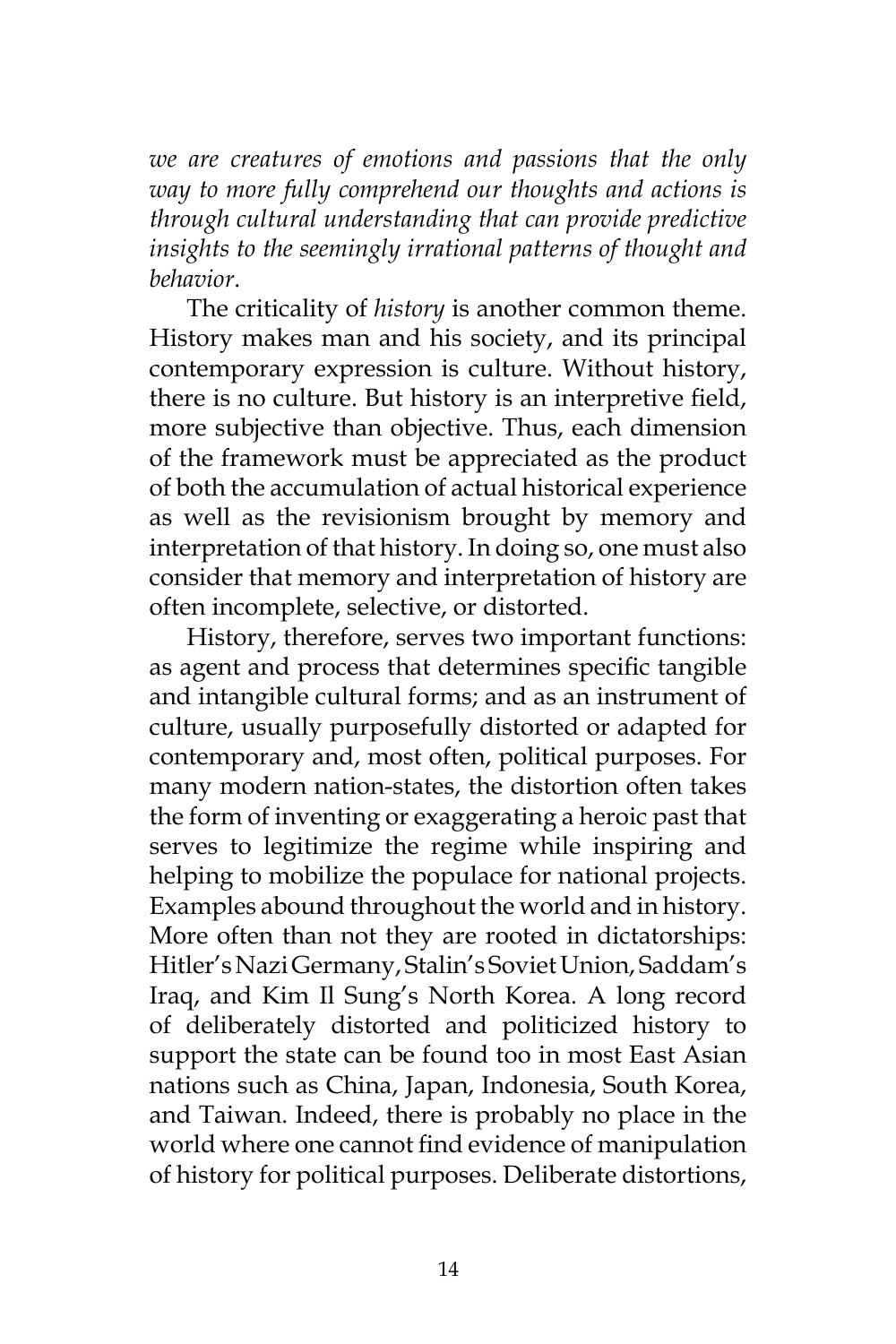*we are creatures of emotions and passions that the only way to more fully comprehend our thoughts and actions is through cultural understanding that can provide predictive insights to the seemingly irrational patterns of thought and behavior*.

The criticality of *history* is another common theme. History makes man and his society, and its principal contemporary expression is culture. Without history, there is no culture. But history is an interpretive field, more subjective than objective. Thus, each dimension of the framework must be appreciated as the product of both the accumulation of actual historical experience as well as the revisionism brought by memory and interpretation of that history. In doing so, one must also consider that memory and interpretation of history are often incomplete, selective, or distorted.

History, therefore, serves two important functions: as agent and process that determines specific tangible and intangible cultural forms; and as an instrument of culture, usually purposefully distorted or adapted for contemporary and, most often, political purposes. For many modern nation-states, the distortion often takes the form of inventing or exaggerating a heroic past that serves to legitimize the regime while inspiring and helping to mobilize the populace for national projects. Examples abound throughout the world and in history. More often than not they are rooted in dictatorships: Hitler's Nazi Germany, Stalin's Soviet Union, Saddam's Iraq, and Kim Il Sung's North Korea. A long record of deliberately distorted and politicized history to support the state can be found too in most East Asian nations such as China, Japan, Indonesia, South Korea, and Taiwan. Indeed, there is probably no place in the world where one cannot find evidence of manipulation of history for political purposes. Deliberate distortions,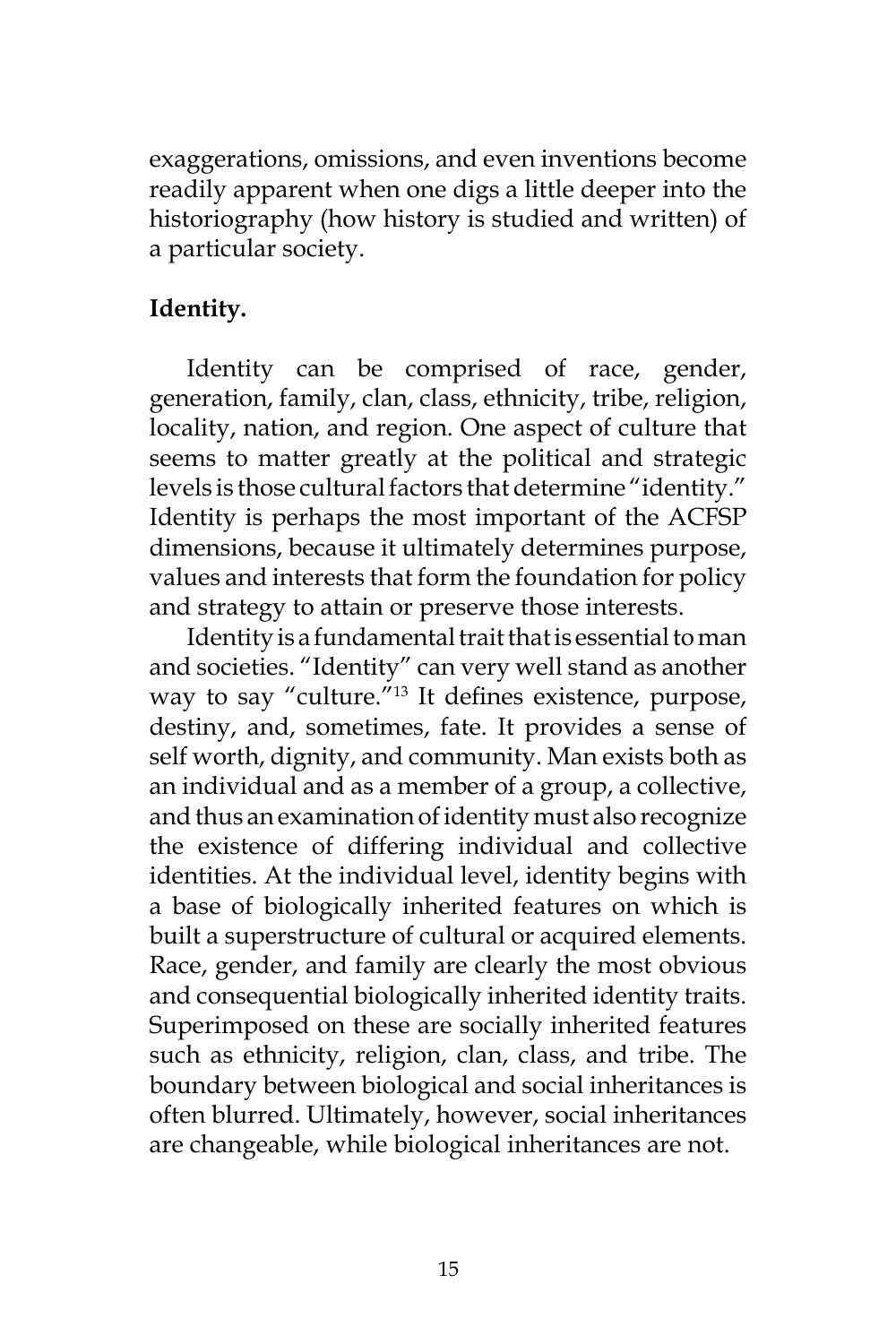exaggerations, omissions, and even inventions become readily apparent when one digs a little deeper into the historiography (how history is studied and written) of a particular society.

**Identity.**

Identity can be comprised of race, gender, generation, family, clan, class, ethnicity, tribe, religion, locality, nation, and region. One aspect of culture that seems to matter greatly at the political and strategic levels is those cultural factors that determine "identity." Identity is perhaps the most important of the ACFSP dimensions, because it ultimately determines purpose, values and interests that form the foundation for policy and strategy to attain or preserve those interests.

Identity is a fundamental trait that is essential to man and societies. "Identity" can very well stand as another way to say "culture."[13] It defines existence, purpose, destiny, and, sometimes, fate. It provides a sense of self worth, dignity, and community. Man exists both as an individual and as a member of a group, a collective, and thus an examination of identity must also recognize the existence of differing individual and collective identities. At the individual level, identity begins with a base of biologically inherited features on which is built a superstructure of cultural or acquired elements. Race, gender, and family are clearly the most obvious and consequential biologically inherited identity traits. Superimposed on these are socially inherited features such as ethnicity, religion, clan, class, and tribe. The boundary between biological and social inheritances is often blurred. Ultimately, however, social inheritances are changeable, while biological inheritances are not.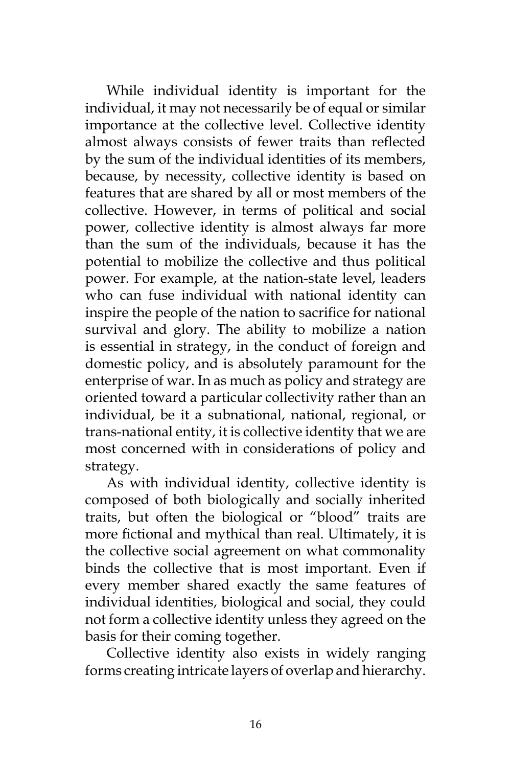While individual identity is important for the individual, it may not necessarily be of equal or similar importance at the collective level. Collective identity almost always consists of fewer traits than reflected by the sum of the individual identities of its members, because, by necessity, collective identity is based on features that are shared by all or most members of the collective. However, in terms of political and social power, collective identity is almost always far more than the sum of the individuals, because it has the potential to mobilize the collective and thus political power. For example, at the nation-state level, leaders who can fuse individual with national identity can inspire the people of the nation to sacrifice for national survival and glory. The ability to mobilize a nation is essential in strategy, in the conduct of foreign and domestic policy, and is absolutely paramount for the enterprise of war. In as much as policy and strategy are oriented toward a particular collectivity rather than an individual, be it a subnational, national, regional, or trans-national entity, it is collective identity that we are most concerned with in considerations of policy and strategy.

As with individual identity, collective identity is composed of both biologically and socially inherited traits, but often the biological or "blood" traits are more fictional and mythical than real. Ultimately, it is the collective social agreement on what commonality binds the collective that is most important. Even if every member shared exactly the same features of individual identities, biological and social, they could not form a collective identity unless they agreed on the basis for their coming together.

Collective identity also exists in widely ranging forms creating intricate layers of overlap and hierarchy.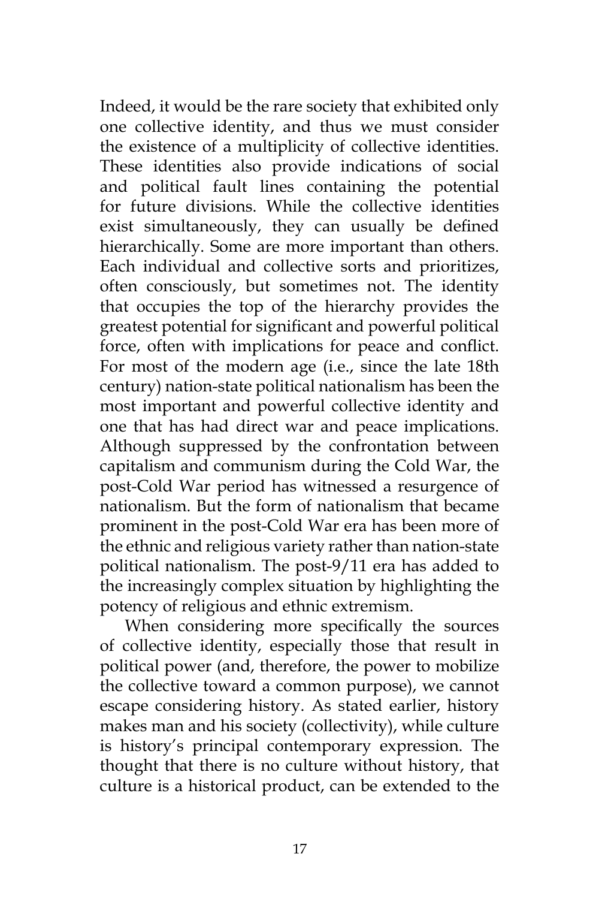Indeed, it would be the rare society that exhibited only one collective identity, and thus we must consider the existence of a multiplicity of collective identities. These identities also provide indications of social and political fault lines containing the potential for future divisions. While the collective identities exist simultaneously, they can usually be defined hierarchically. Some are more important than others. Each individual and collective sorts and prioritizes, often consciously, but sometimes not. The identity that occupies the top of the hierarchy provides the greatest potential for significant and powerful political force, often with implications for peace and conflict. For most of the modern age (i.e., since the late 18th century) nation-state political nationalism has been the most important and powerful collective identity and one that has had direct war and peace implications. Although suppressed by the confrontation between capitalism and communism during the Cold War, the post-Cold War period has witnessed a resurgence of nationalism. But the form of nationalism that became prominent in the post-Cold War era has been more of the ethnic and religious variety rather than nation-state political nationalism. The post-9/11 era has added to the increasingly complex situation by highlighting the potency of religious and ethnic extremism.

When considering more specifically the sources of collective identity, especially those that result in political power (and, therefore, the power to mobilize the collective toward a common purpose), we cannot escape considering history. As stated earlier, history makes man and his society (collectivity), while culture is history's principal contemporary expression. The thought that there is no culture without history, that culture is a historical product, can be extended to the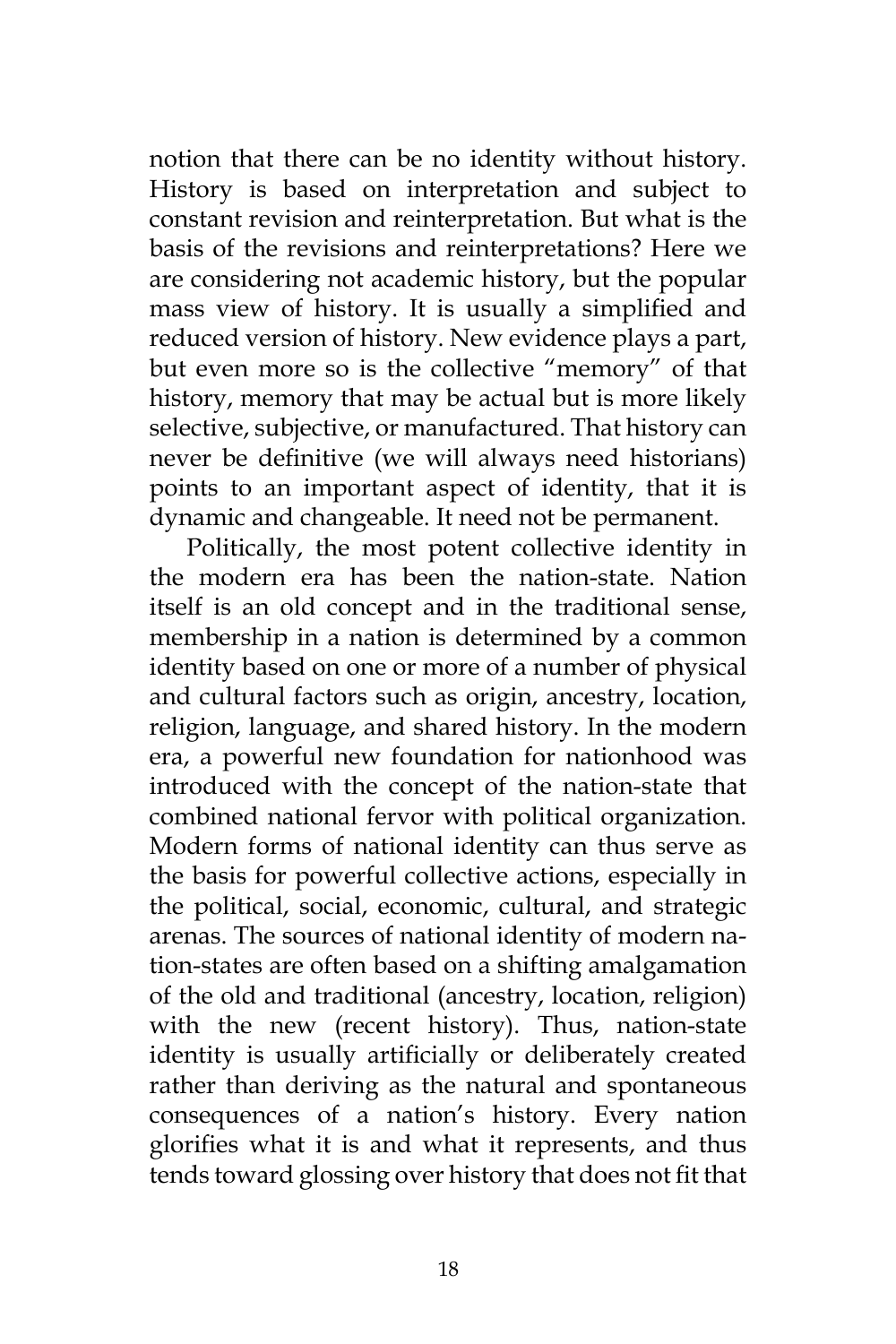notion that there can be no identity without history. History is based on interpretation and subject to constant revision and reinterpretation. But what is the basis of the revisions and reinterpretations? Here we are considering not academic history, but the popular mass view of history. It is usually a simplified and reduced version of history. New evidence plays a part, but even more so is the collective "memory" of that history, memory that may be actual but is more likely selective, subjective, or manufactured. That history can never be definitive (we will always need historians) points to an important aspect of identity, that it is dynamic and changeable. It need not be permanent.

Politically, the most potent collective identity in the modern era has been the nation-state. Nation itself is an old concept and in the traditional sense, membership in a nation is determined by a common identity based on one or more of a number of physical and cultural factors such as origin, ancestry, location, religion, language, and shared history. In the modern era, a powerful new foundation for nationhood was introduced with the concept of the nation-state that combined national fervor with political organization. Modern forms of national identity can thus serve as the basis for powerful collective actions, especially in the political, social, economic, cultural, and strategic arenas. The sources of national identity of modern nation-states are often based on a shifting amalgamation of the old and traditional (ancestry, location, religion) with the new (recent history). Thus, nation-state identity is usually artificially or deliberately created rather than deriving as the natural and spontaneous consequences of a nation's history. Every nation glorifies what it is and what it represents, and thus tends toward glossing over history that does not fit that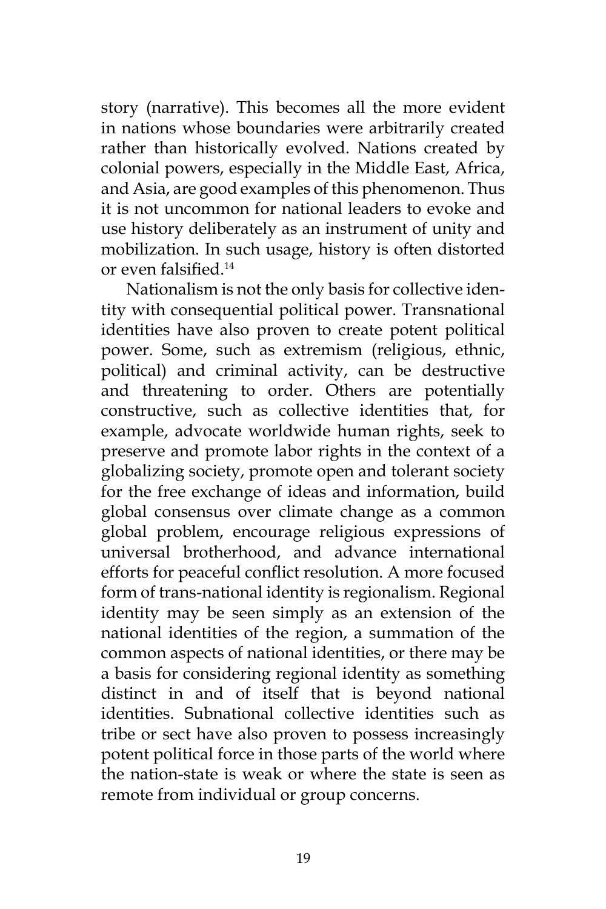story (narrative). This becomes all the more evident in nations whose boundaries were arbitrarily created rather than historically evolved. Nations created by colonial powers, especially in the Middle East, Africa, and Asia, are good examples of this phenomenon. Thus it is not uncommon for national leaders to evoke and use history deliberately as an instrument of unity and mobilization. In such usage, history is often distorted or even falsified.[14]

Nationalism is not the only basis for collective identity with consequential political power. Transnational identities have also proven to create potent political power. Some, such as extremism (religious, ethnic, political) and criminal activity, can be destructive and threatening to order. Others are potentially constructive, such as collective identities that, for example, advocate worldwide human rights, seek to preserve and promote labor rights in the context of a globalizing society, promote open and tolerant society for the free exchange of ideas and information, build global consensus over climate change as a common global problem, encourage religious expressions of universal brotherhood, and advance international efforts for peaceful conflict resolution. A more focused form of trans-national identity is regionalism. Regional identity may be seen simply as an extension of the national identities of the region, a summation of the common aspects of national identities, or there may be a basis for considering regional identity as something distinct in and of itself that is beyond national identities. Subnational collective identities such as tribe or sect have also proven to possess increasingly potent political force in those parts of the world where the nation-state is weak or where the state is seen as remote from individual or group concerns.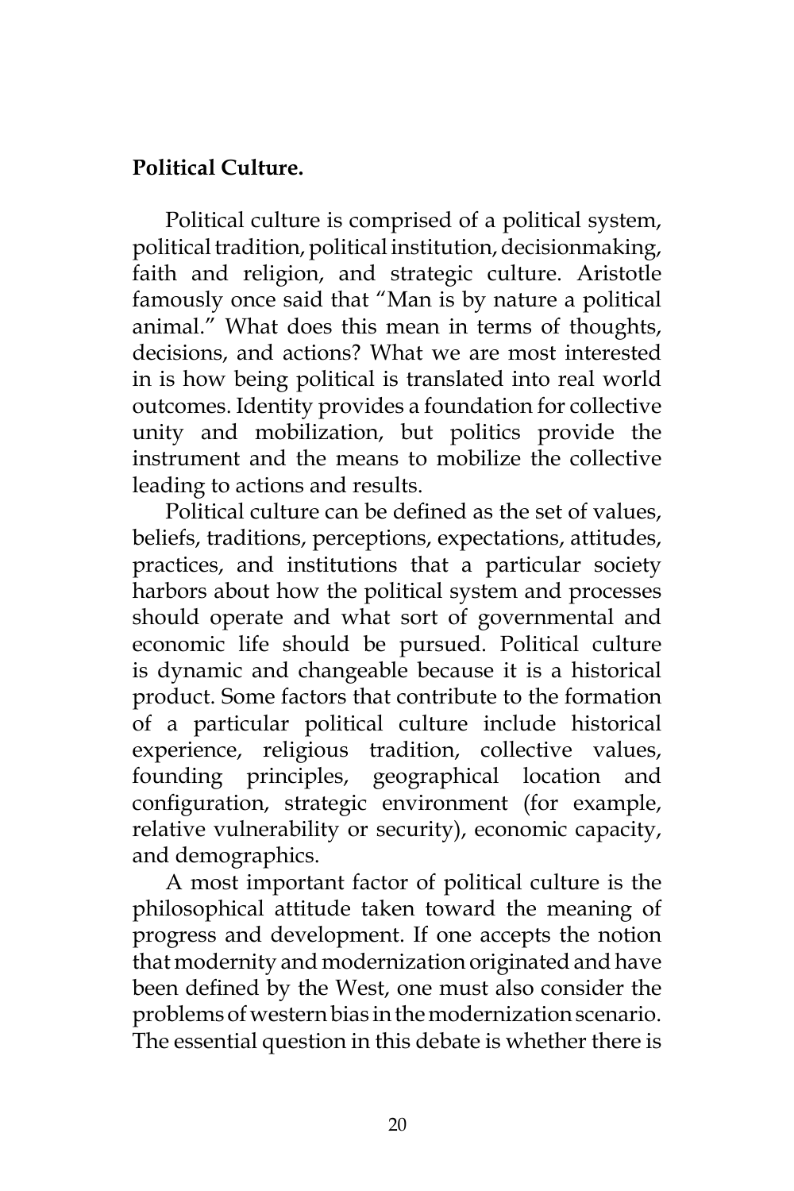**Political Culture.**

Political culture is comprised of a political system, political tradition, political institution, decisionmaking, faith and religion, and strategic culture. Aristotle famously once said that "Man is by nature a political animal." What does this mean in terms of thoughts, decisions, and actions? What we are most interested in is how being political is translated into real world outcomes. Identity provides a foundation for collective unity and mobilization, but politics provide the instrument and the means to mobilize the collective leading to actions and results.

Political culture can be defined as the set of values, beliefs, traditions, perceptions, expectations, attitudes, practices, and institutions that a particular society harbors about how the political system and processes should operate and what sort of governmental and economic life should be pursued. Political culture is dynamic and changeable because it is a historical product. Some factors that contribute to the formation of a particular political culture include historical experience, religious tradition, collective values, founding principles, geographical location and configuration, strategic environment (for example, relative vulnerability or security), economic capacity, and demographics.

A most important factor of political culture is the philosophical attitude taken toward the meaning of progress and development. If one accepts the notion that modernity and modernization originated and have been defined by the West, one must also consider the problems of western bias in the modernization scenario. The essential question in this debate is whether there is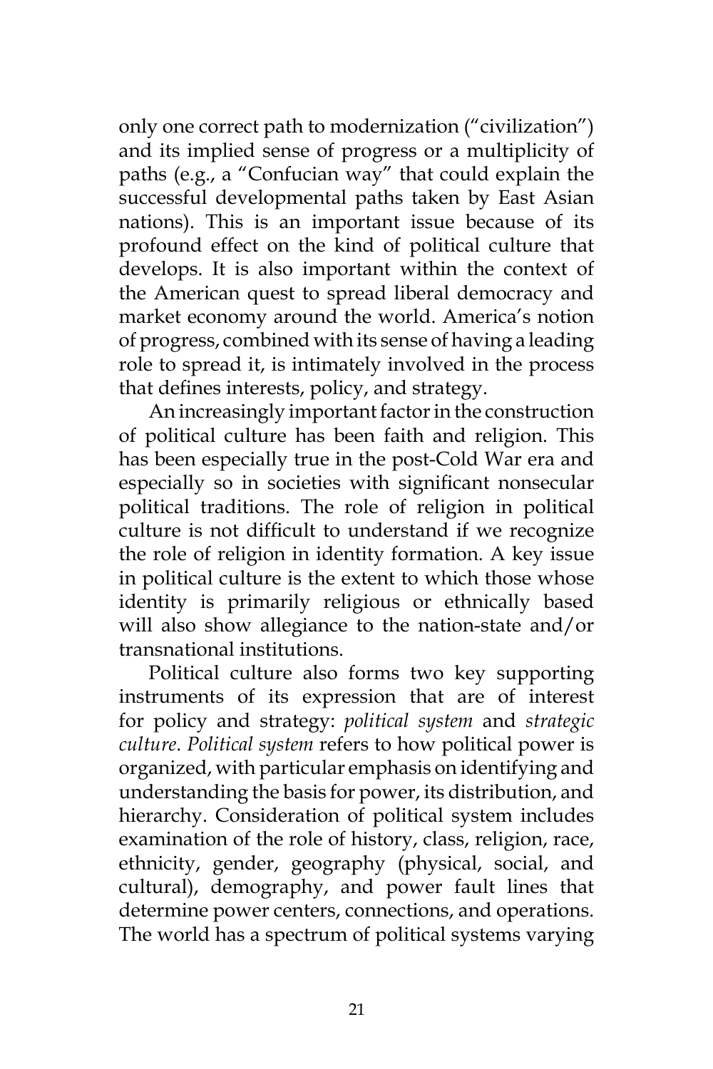only one correct path to modernization ("civilization") and its implied sense of progress or a multiplicity of paths (e.g., a "Confucian way" that could explain the successful developmental paths taken by East Asian nations). This is an important issue because of its profound effect on the kind of political culture that develops. It is also important within the context of the American quest to spread liberal democracy and market economy around the world. America's notion of progress, combined with its sense of having a leading role to spread it, is intimately involved in the process that defines interests, policy, and strategy.

An increasingly important factor in the construction of political culture has been faith and religion. This has been especially true in the post-Cold War era and especially so in societies with significant nonsecular political traditions. The role of religion in political culture is not difficult to understand if we recognize the role of religion in identity formation. A key issue in political culture is the extent to which those whose identity is primarily religious or ethnically based will also show allegiance to the nation-state and/or transnational institutions.

Political culture also forms two key supporting instruments of its expression that are of interest for policy and strategy: *political system* and *strategic culture*. *Political system* refers to how political power is organized, with particular emphasis on identifying and understanding the basis for power, its distribution, and hierarchy. Consideration of political system includes examination of the role of history, class, religion, race, ethnicity, gender, geography (physical, social, and cultural), demography, and power fault lines that determine power centers, connections, and operations. The world has a spectrum of political systems varying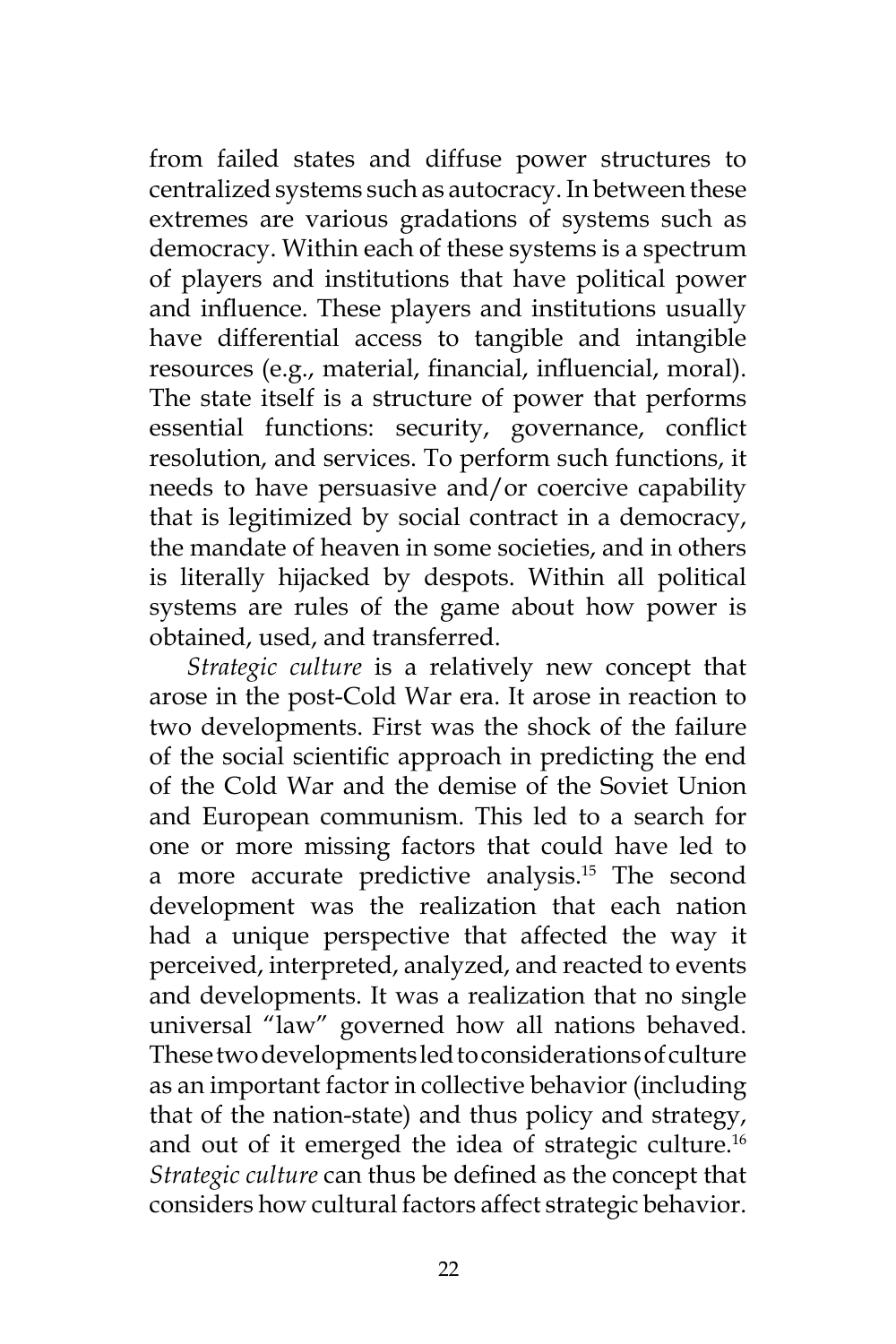from failed states and diffuse power structures to centralized systems such as autocracy. In between these extremes are various gradations of systems such as democracy. Within each of these systems is a spectrum of players and institutions that have political power and influence. These players and institutions usually have differential access to tangible and intangible resources (e.g., material, financial, influencial, moral). The state itself is a structure of power that performs essential functions: security, governance, conflict resolution, and services. To perform such functions, it needs to have persuasive and/or coercive capability that is legitimized by social contract in a democracy, the mandate of heaven in some societies, and in others is literally hijacked by despots. Within all political systems are rules of the game about how power is obtained, used, and transferred.

*Strategic culture* is a relatively new concept that arose in the post-Cold War era. It arose in reaction to two developments. First was the shock of the failure of the social scientific approach in predicting the end of the Cold War and the demise of the Soviet Union and European communism. This led to a search for one or more missing factors that could have led to a more accurate predictive analysis.[15] The second development was the realization that each nation had a unique perspective that affected the way it perceived, interpreted, analyzed, and reacted to events and developments. It was a realization that no single universal "law" governed how all nations behaved. These two developments led to considerations of culture as an important factor in collective behavior (including that of the nation-state) and thus policy and strategy, and out of it emerged the idea of strategic culture.[16] *Strategic culture* can thus be defined as the concept that considers how cultural factors affect strategic behavior.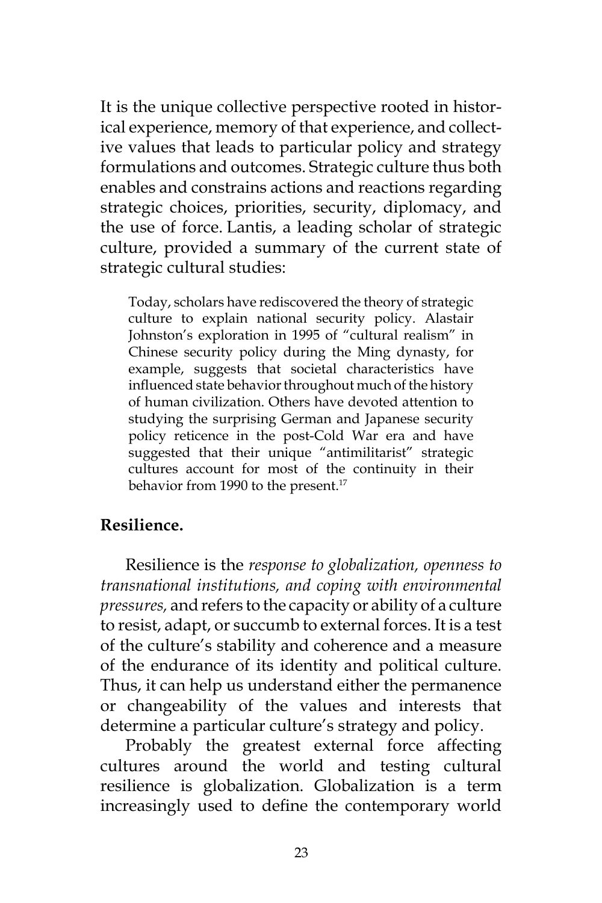It is the unique collective perspective rooted in historical experience, memory of that experience, and collective values that leads to particular policy and strategy formulations and outcomes. Strategic culture thus both enables and constrains actions and reactions regarding strategic choices, priorities, security, diplomacy, and the use of force. Lantis, a leading scholar of strategic culture, provided a summary of the current state of strategic cultural studies:

> Today, scholars have rediscovered the theory of strategic culture to explain national security policy. Alastair Johnston's exploration in 1995 of "cultural realism" in Chinese security policy during the Ming dynasty, for example, suggests that societal characteristics have influenced state behavior throughout much of the history of human civilization. Others have devoted attention to studying the surprising German and Japanese security policy reticence in the post-Cold War era and have suggested that their unique "antimilitarist" strategic cultures account for most of the continuity in their behavior from 1990 to the present.[17]

**Resilience.**

Resilience is the *response to globalization, openness to transnational institutions, and coping with environmental pressures,* and refers to the capacity or ability of a culture to resist, adapt, or succumb to external forces. It is a test of the culture's stability and coherence and a measure of the endurance of its identity and political culture. Thus, it can help us understand either the permanence or changeability of the values and interests that determine a particular culture's strategy and policy.

Probably the greatest external force affecting cultures around the world and testing cultural resilience is globalization. Globalization is a term increasingly used to define the contemporary world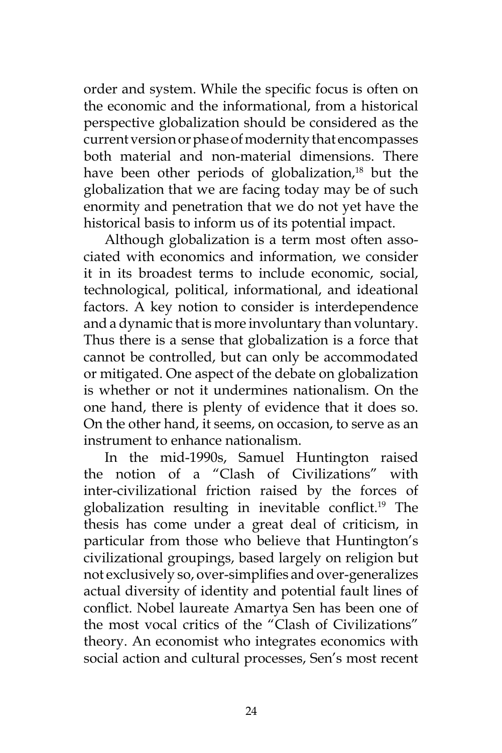order and system. While the specific focus is often on the economic and the informational, from a historical perspective globalization should be considered as the current version or phase of modernity that encompasses both material and non-material dimensions. There have been other periods of globalization,[18] but the globalization that we are facing today may be of such enormity and penetration that we do not yet have the historical basis to inform us of its potential impact.

Although globalization is a term most often associated with economics and information, we consider it in its broadest terms to include economic, social, technological, political, informational, and ideational factors. A key notion to consider is interdependence and a dynamic that is more involuntary than voluntary. Thus there is a sense that globalization is a force that cannot be controlled, but can only be accommodated or mitigated. One aspect of the debate on globalization is whether or not it undermines nationalism. On the one hand, there is plenty of evidence that it does so. On the other hand, it seems, on occasion, to serve as an instrument to enhance nationalism.

In the mid-1990s, Samuel Huntington raised the notion of a "Clash of Civilizations" with inter-civilizational friction raised by the forces of globalization resulting in inevitable conflict.[19] The thesis has come under a great deal of criticism, in particular from those who believe that Huntington's civilizational groupings, based largely on religion but not exclusively so, over-simplifies and over-generalizes actual diversity of identity and potential fault lines of conflict. Nobel laureate Amartya Sen has been one of the most vocal critics of the "Clash of Civilizations" theory. An economist who integrates economics with social action and cultural processes, Sen's most recent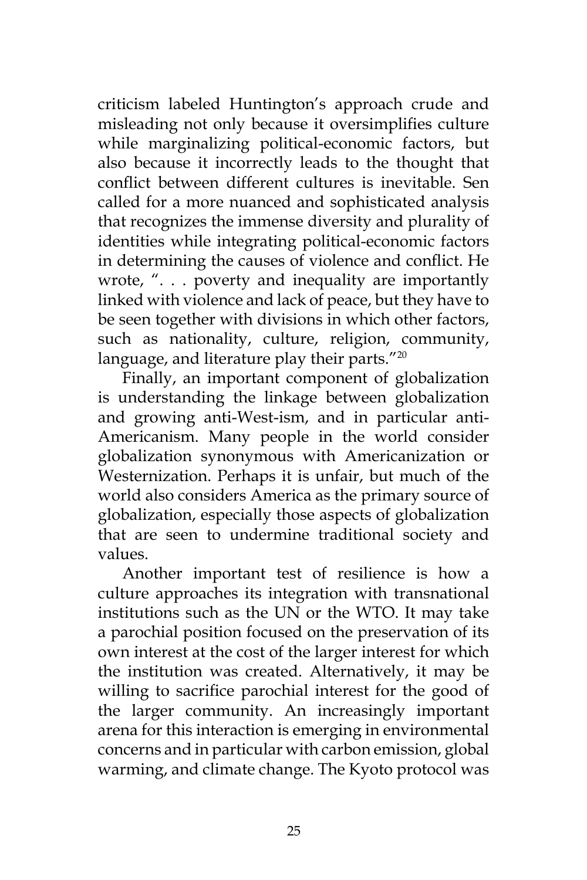criticism labeled Huntington's approach crude and misleading not only because it oversimplifies culture while marginalizing political-economic factors, but also because it incorrectly leads to the thought that conflict between different cultures is inevitable. Sen called for a more nuanced and sophisticated analysis that recognizes the immense diversity and plurality of identities while integrating political-economic factors in determining the causes of violence and conflict. He wrote, ". . . poverty and inequality are importantly linked with violence and lack of peace, but they have to be seen together with divisions in which other factors, such as nationality, culture, religion, community, language, and literature play their parts."[20]

Finally, an important component of globalization is understanding the linkage between globalization and growing anti-West-ism, and in particular anti-Americanism. Many people in the world consider globalization synonymous with Americanization or Westernization. Perhaps it is unfair, but much of the world also considers America as the primary source of globalization, especially those aspects of globalization that are seen to undermine traditional society and values.

Another important test of resilience is how a culture approaches its integration with transnational institutions such as the UN or the WTO. It may take a parochial position focused on the preservation of its own interest at the cost of the larger interest for which the institution was created. Alternatively, it may be willing to sacrifice parochial interest for the good of the larger community. An increasingly important arena for this interaction is emerging in environmental concerns and in particular with carbon emission, global warming, and climate change. The Kyoto protocol was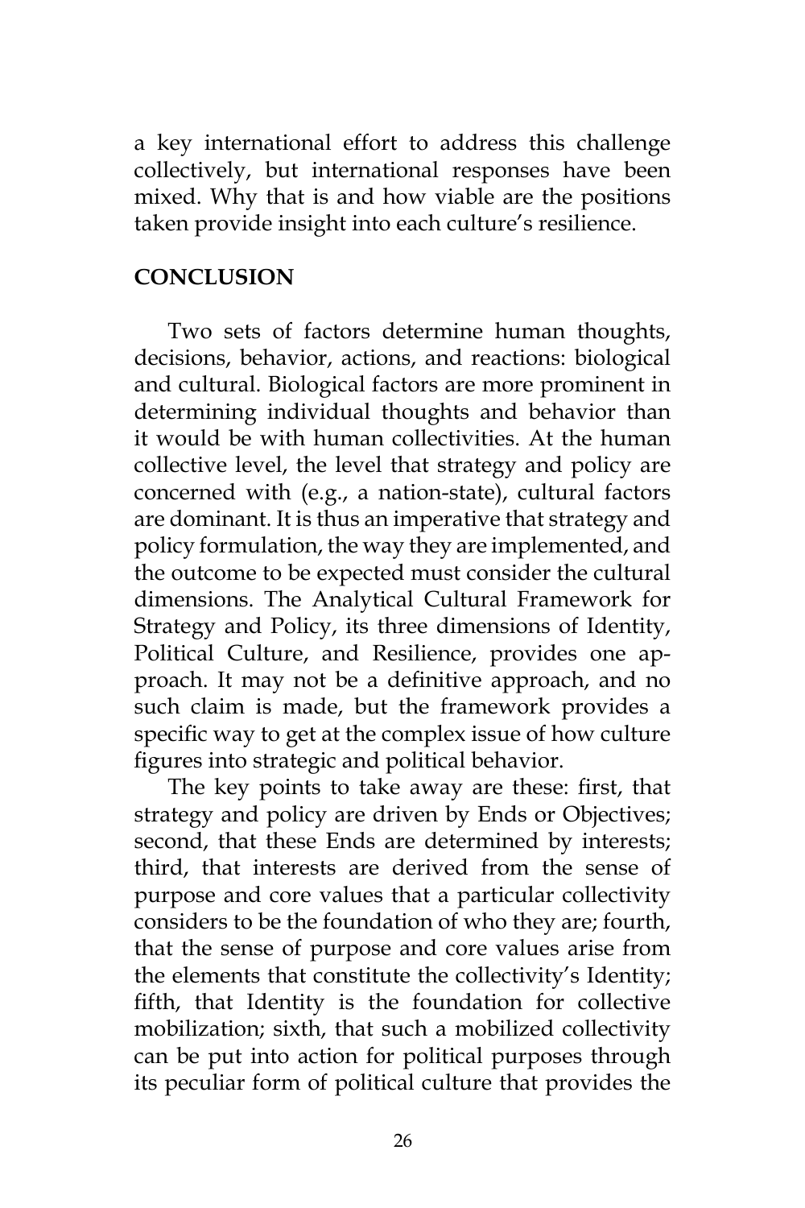a key international effort to address this challenge collectively, but international responses have been mixed. Why that is and how viable are the positions taken provide insight into each culture's resilience.

## CONCLUSION

Two sets of factors determine human thoughts, decisions, behavior, actions, and reactions: biological and cultural. Biological factors are more prominent in determining individual thoughts and behavior than it would be with human collectivities. At the human collective level, the level that strategy and policy are concerned with (e.g., a nation-state), cultural factors are dominant. It is thus an imperative that strategy and policy formulation, the way they are implemented, and the outcome to be expected must consider the cultural dimensions. The Analytical Cultural Framework for Strategy and Policy, its three dimensions of Identity, Political Culture, and Resilience, provides one approach. It may not be a definitive approach, and no such claim is made, but the framework provides a specific way to get at the complex issue of how culture figures into strategic and political behavior.

The key points to take away are these: first, that strategy and policy are driven by Ends or Objectives; second, that these Ends are determined by interests; third, that interests are derived from the sense of purpose and core values that a particular collectivity considers to be the foundation of who they are; fourth, that the sense of purpose and core values arise from the elements that constitute the collectivity's Identity; fifth, that Identity is the foundation for collective mobilization; sixth, that such a mobilized collectivity can be put into action for political purposes through its peculiar form of political culture that provides the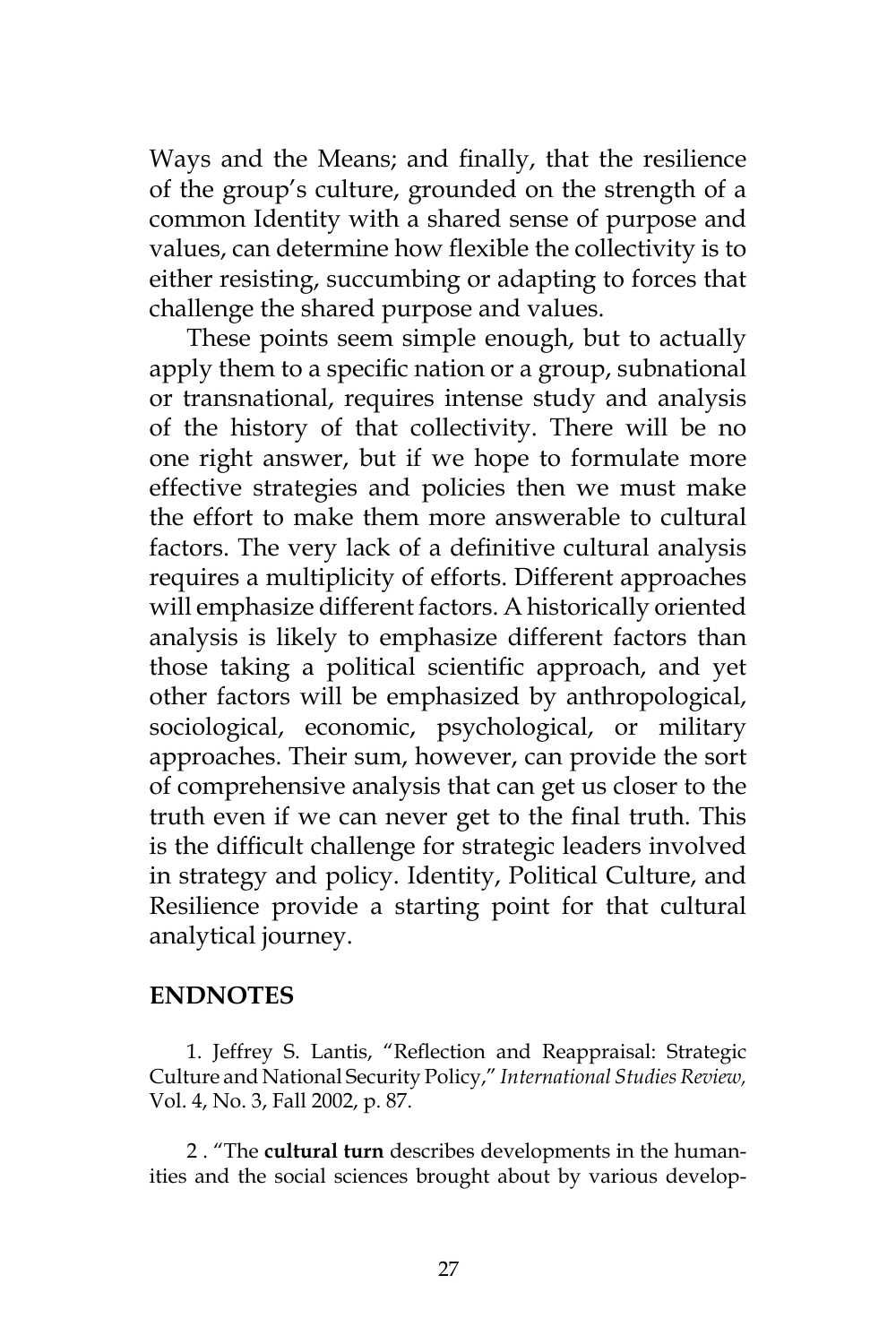Ways and the Means; and finally, that the resilience of the group's culture, grounded on the strength of a common Identity with a shared sense of purpose and values, can determine how flexible the collectivity is to either resisting, succumbing or adapting to forces that challenge the shared purpose and values.

These points seem simple enough, but to actually apply them to a specific nation or a group, subnational or transnational, requires intense study and analysis of the history of that collectivity. There will be no one right answer, but if we hope to formulate more effective strategies and policies then we must make the effort to make them more answerable to cultural factors. The very lack of a definitive cultural analysis requires a multiplicity of efforts. Different approaches will emphasize different factors. A historically oriented analysis is likely to emphasize different factors than those taking a political scientific approach, and yet other factors will be emphasized by anthropological, sociological, economic, psychological, or military approaches. Their sum, however, can provide the sort of comprehensive analysis that can get us closer to the truth even if we can never get to the final truth. This is the difficult challenge for strategic leaders involved in strategy and policy. Identity, Political Culture, and Resilience provide a starting point for that cultural analytical journey.

## ENDNOTES

1. Jeffrey S. Lantis, "Reflection and Reappraisal: Strategic Culture and National Security Policy," *International Studies Review,* Vol. 4, No. 3, Fall 2002, p. 87.

2 . "The **cultural turn** describes developments in the humanities and the social sciences brought about by various develop-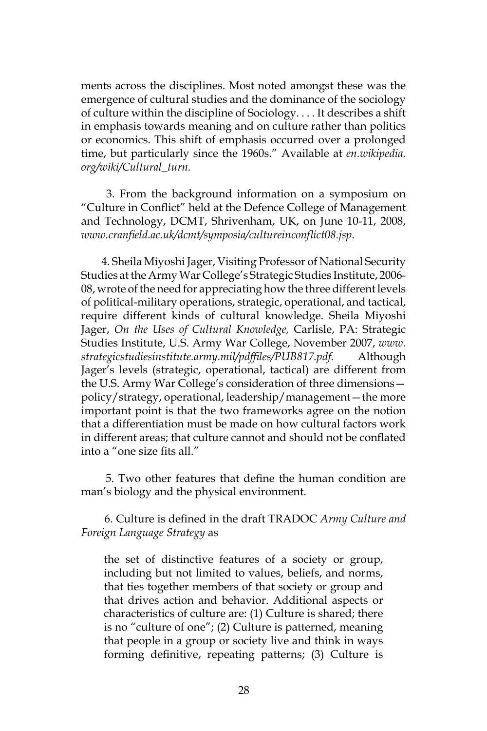ments across the disciplines. Most noted amongst these was the emergence of cultural studies and the dominance of the sociology of culture within the discipline of Sociology. . . . It describes a shift in emphasis towards meaning and on culture rather than politics or economics. This shift of emphasis occurred over a prolonged time, but particularly since the 1960s." Available at *en.wikipedia.org/wiki/Cultural_turn.*

3. From the background information on a symposium on "Culture in Conflict" held at the Defence College of Management and Technology, DCMT, Shrivenham, UK, on June 10-11, 2008, *www.cranfield.ac.uk/dcmt/symposia/cultureinconflict08.jsp.*

4. Sheila Miyoshi Jager, Visiting Professor of National Security Studies at the Army War College's Strategic Studies Institute, 2006-08, wrote of the need for appreciating how the three different levels of political-military operations, strategic, operational, and tactical, require different kinds of cultural knowledge. Sheila Miyoshi Jager, *On the Uses of Cultural Knowledge,* Carlisle, PA: Strategic Studies Institute, U.S. Army War College, November 2007, *www.strategicstudiesinstitute.army.mil/pdffiles/PUB817.pdf.* Although Jager's levels (strategic, operational, tactical) are different from the U.S. Army War College's consideration of three dimensions—policy/strategy, operational, leadership/management—the more important point is that the two frameworks agree on the notion that a differentiation must be made on how cultural factors work in different areas; that culture cannot and should not be conflated into a "one size fits all."

5. Two other features that define the human condition are man's biology and the physical environment.

6. Culture is defined in the draft TRADOC *Army Culture and Foreign Language Strategy* as

> the set of distinctive features of a society or group, including but not limited to values, beliefs, and norms, that ties together members of that society or group and that drives action and behavior. Additional aspects or characteristics of culture are: (1) Culture is shared; there is no "culture of one"; (2) Culture is patterned, meaning that people in a group or society live and think in ways forming definitive, repeating patterns; (3) Culture is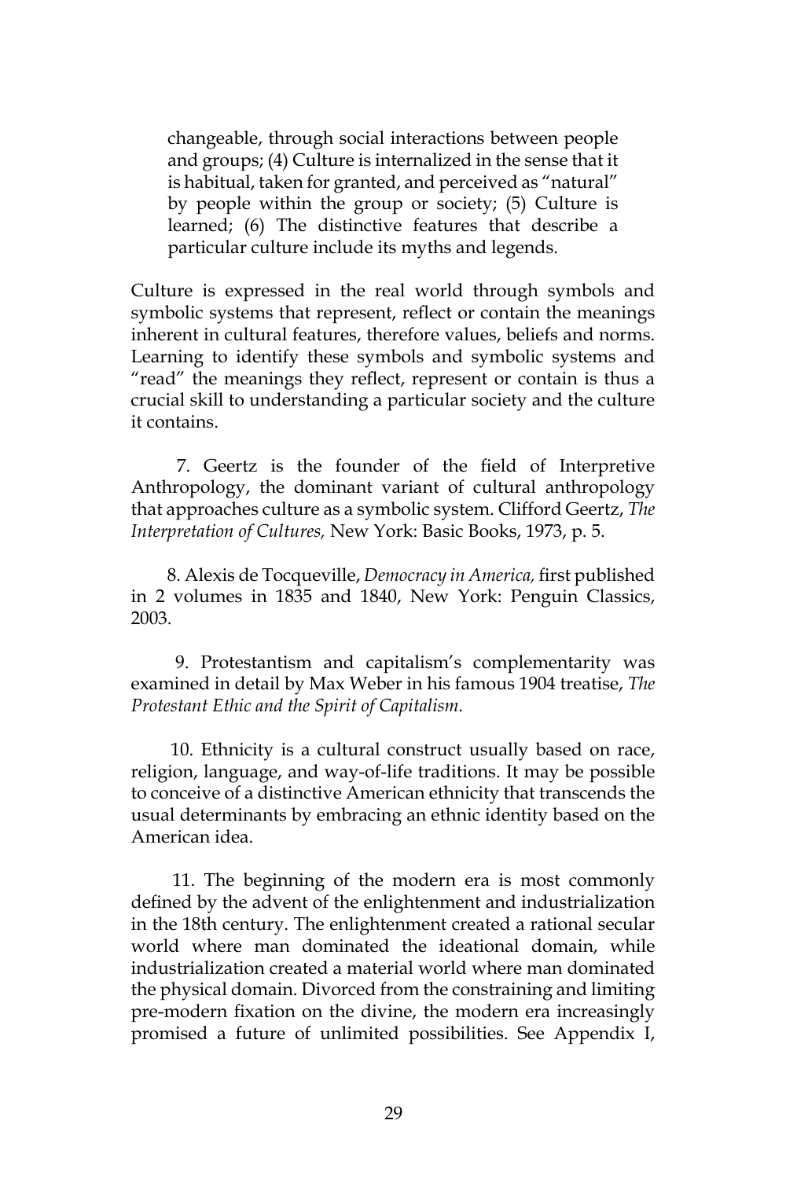changeable, through social interactions between people and groups; (4) Culture is internalized in the sense that it is habitual, taken for granted, and perceived as "natural" by people within the group or society; (5) Culture is learned; (6) The distinctive features that describe a particular culture include its myths and legends.

Culture is expressed in the real world through symbols and symbolic systems that represent, reflect or contain the meanings inherent in cultural features, therefore values, beliefs and norms. Learning to identify these symbols and symbolic systems and "read" the meanings they reflect, represent or contain is thus a crucial skill to understanding a particular society and the culture it contains.

7. Geertz is the founder of the field of Interpretive Anthropology, the dominant variant of cultural anthropology that approaches culture as a symbolic system. Clifford Geertz, *The Interpretation of Cultures,* New York: Basic Books, 1973, p. 5.

8. Alexis de Tocqueville, *Democracy in America,* first published in 2 volumes in 1835 and 1840, New York: Penguin Classics, 2003.

9. Protestantism and capitalism's complementarity was examined in detail by Max Weber in his famous 1904 treatise, *The Protestant Ethic and the Spirit of Capitalism.*

10. Ethnicity is a cultural construct usually based on race, religion, language, and way-of-life traditions. It may be possible to conceive of a distinctive American ethnicity that transcends the usual determinants by embracing an ethnic identity based on the American idea.

11. The beginning of the modern era is most commonly defined by the advent of the enlightenment and industrialization in the 18th century. The enlightenment created a rational secular world where man dominated the ideational domain, while industrialization created a material world where man dominated the physical domain. Divorced from the constraining and limiting pre-modern fixation on the divine, the modern era increasingly promised a future of unlimited possibilities. See Appendix I,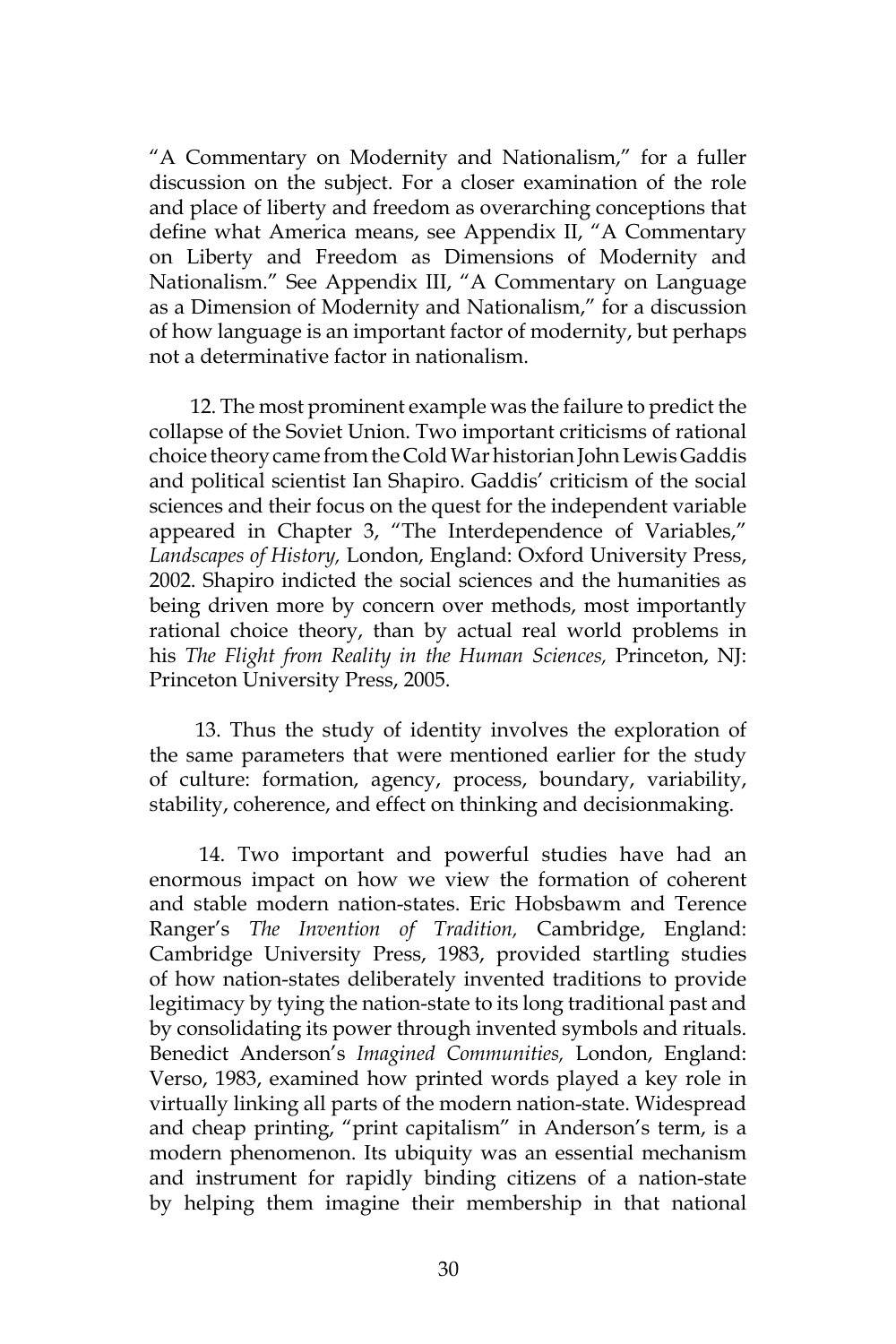"A Commentary on Modernity and Nationalism," for a fuller discussion on the subject. For a closer examination of the role and place of liberty and freedom as overarching conceptions that define what America means, see Appendix II, "A Commentary on Liberty and Freedom as Dimensions of Modernity and Nationalism." See Appendix III, "A Commentary on Language as a Dimension of Modernity and Nationalism," for a discussion of how language is an important factor of modernity, but perhaps not a determinative factor in nationalism.

12. The most prominent example was the failure to predict the collapse of the Soviet Union. Two important criticisms of rational choice theory came from the Cold War historian John Lewis Gaddis and political scientist Ian Shapiro. Gaddis' criticism of the social sciences and their focus on the quest for the independent variable appeared in Chapter 3, "The Interdependence of Variables," *Landscapes of History,* London, England: Oxford University Press, 2002. Shapiro indicted the social sciences and the humanities as being driven more by concern over methods, most importantly rational choice theory, than by actual real world problems in his *The Flight from Reality in the Human Sciences,* Princeton, NJ: Princeton University Press, 2005.

13. Thus the study of identity involves the exploration of the same parameters that were mentioned earlier for the study of culture: formation, agency, process, boundary, variability, stability, coherence, and effect on thinking and decisionmaking.

14. Two important and powerful studies have had an enormous impact on how we view the formation of coherent and stable modern nation-states. Eric Hobsbawm and Terence Ranger's *The Invention of Tradition,* Cambridge, England: Cambridge University Press, 1983, provided startling studies of how nation-states deliberately invented traditions to provide legitimacy by tying the nation-state to its long traditional past and by consolidating its power through invented symbols and rituals. Benedict Anderson's *Imagined Communities,* London, England: Verso, 1983, examined how printed words played a key role in virtually linking all parts of the modern nation-state. Widespread and cheap printing, "print capitalism" in Anderson's term, is a modern phenomenon. Its ubiquity was an essential mechanism and instrument for rapidly binding citizens of a nation-state by helping them imagine their membership in that national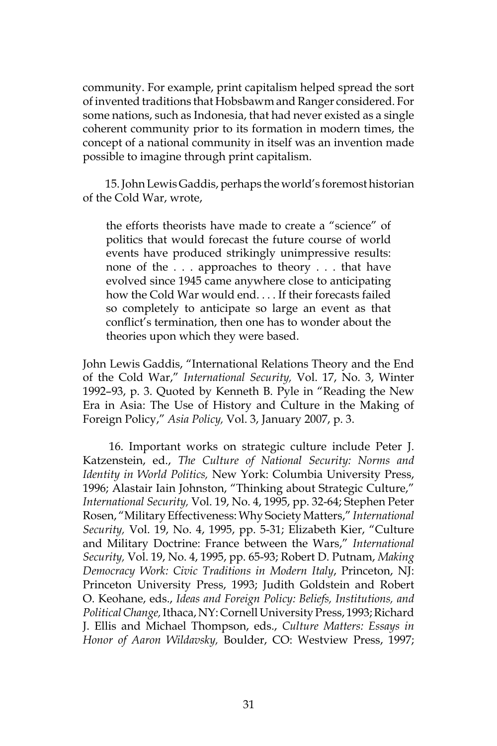community. For example, print capitalism helped spread the sort of invented traditions that Hobsbawm and Ranger considered. For some nations, such as Indonesia, that had never existed as a single coherent community prior to its formation in modern times, the concept of a national community in itself was an invention made possible to imagine through print capitalism.

15. John Lewis Gaddis, perhaps the world's foremost historian of the Cold War, wrote,

> the efforts theorists have made to create a "science" of politics that would forecast the future course of world events have produced strikingly unimpressive results: none of the . . . approaches to theory . . . that have evolved since 1945 came anywhere close to anticipating how the Cold War would end. . . . If their forecasts failed so completely to anticipate so large an event as that conflict's termination, then one has to wonder about the theories upon which they were based.

John Lewis Gaddis, "International Relations Theory and the End of the Cold War," *International Security,* Vol. 17, No. 3, Winter 1992–93, p. 3. Quoted by Kenneth B. Pyle in "Reading the New Era in Asia: The Use of History and Culture in the Making of Foreign Policy," *Asia Policy,* Vol. 3, January 2007, p. 3.

16. Important works on strategic culture include Peter J. Katzenstein, ed., *The Culture of National Security: Norms and Identity in World Politics,* New York: Columbia University Press, 1996; Alastair Iain Johnston, "Thinking about Strategic Culture," *International Security,* Vol. 19, No. 4, 1995, pp. 32-64; Stephen Peter Rosen, "Military Effectiveness: Why Society Matters," *International Security,* Vol. 19, No. 4, 1995, pp. 5-31; Elizabeth Kier, "Culture and Military Doctrine: France between the Wars," *International Security,* Vol. 19, No. 4, 1995, pp. 65-93; Robert D. Putnam, *Making Democracy Work: Civic Traditions in Modern Italy*, Princeton, NJ: Princeton University Press, 1993; Judith Goldstein and Robert O. Keohane, eds., *Ideas and Foreign Policy: Beliefs, Institutions, and Political Change,* Ithaca, NY: Cornell University Press, 1993; Richard J. Ellis and Michael Thompson, eds., *Culture Matters: Essays in Honor of Aaron Wildavsky,* Boulder, CO: Westview Press, 1997;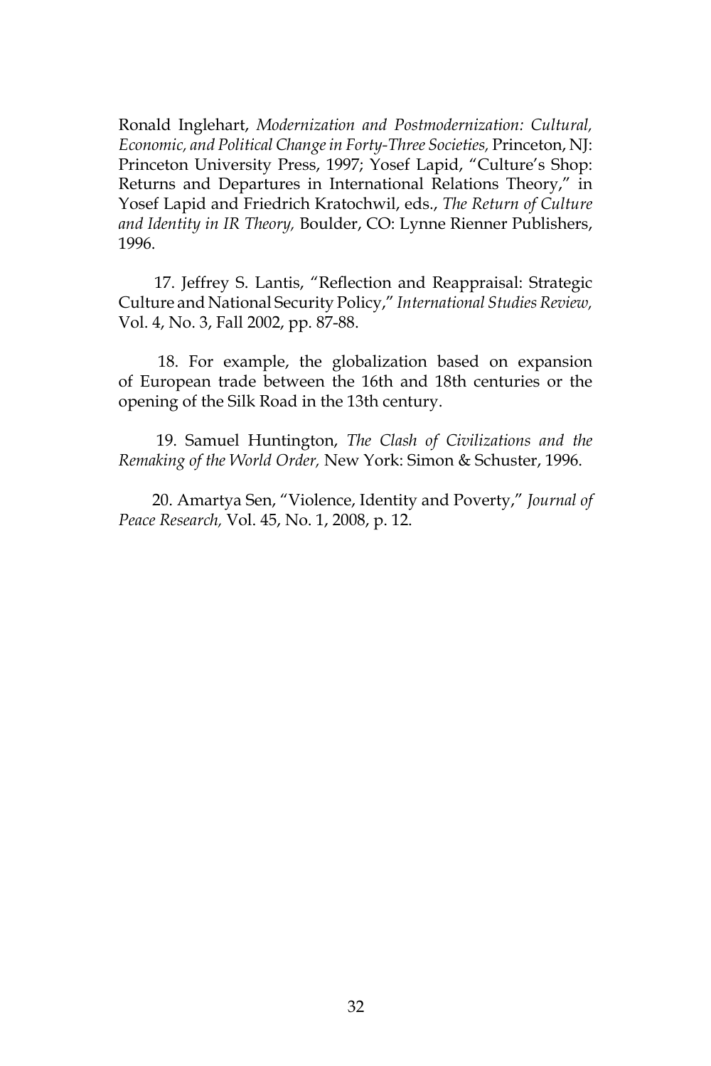Ronald Inglehart, *Modernization and Postmodernization: Cultural, Economic, and Political Change in Forty-Three Societies,* Princeton, NJ: Princeton University Press, 1997; Yosef Lapid, "Culture's Shop: Returns and Departures in International Relations Theory," in Yosef Lapid and Friedrich Kratochwil, eds., *The Return of Culture and Identity in IR Theory,* Boulder, CO: Lynne Rienner Publishers, 1996.

17. Jeffrey S. Lantis, "Reflection and Reappraisal: Strategic Culture and National Security Policy," *International Studies Review,* Vol. 4, No. 3, Fall 2002, pp. 87-88.

18. For example, the globalization based on expansion of European trade between the 16th and 18th centuries or the opening of the Silk Road in the 13th century.

19. Samuel Huntington, *The Clash of Civilizations and the Remaking of the World Order,* New York: Simon & Schuster, 1996.

20. Amartya Sen, "Violence, Identity and Poverty," *Journal of Peace Research,* Vol. 45, No. 1, 2008, p. 12.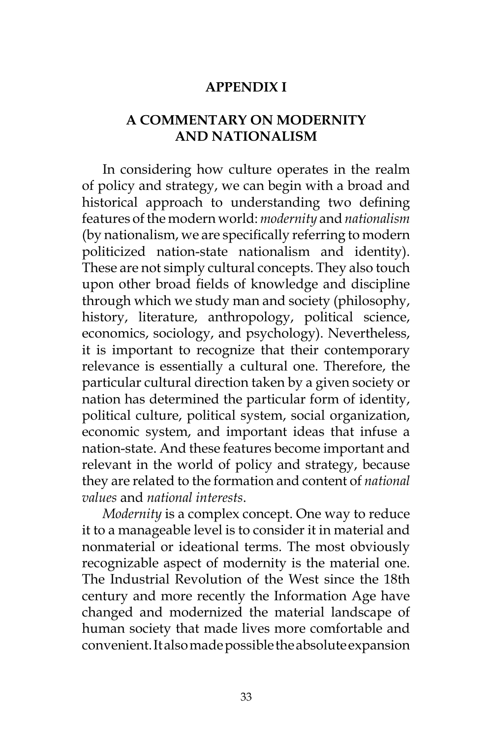# APPENDIX I

## A COMMENTARY ON MODERNITY AND NATIONALISM

In considering how culture operates in the realm of policy and strategy, we can begin with a broad and historical approach to understanding two defining features of the modern world: *modernity* and *nationalism* (by nationalism, we are specifically referring to modern politicized nation-state nationalism and identity). These are not simply cultural concepts. They also touch upon other broad fields of knowledge and discipline through which we study man and society (philosophy, history, literature, anthropology, political science, economics, sociology, and psychology). Nevertheless, it is important to recognize that their contemporary relevance is essentially a cultural one. Therefore, the particular cultural direction taken by a given society or nation has determined the particular form of identity, political culture, political system, social organization, economic system, and important ideas that infuse a nation-state. And these features become important and relevant in the world of policy and strategy, because they are related to the formation and content of *national values* and *national interests*.

*Modernity* is a complex concept. One way to reduce it to a manageable level is to consider it in material and nonmaterial or ideational terms. The most obviously recognizable aspect of modernity is the material one. The Industrial Revolution of the West since the 18th century and more recently the Information Age have changed and modernized the material landscape of human society that made lives more comfortable and convenient. It also made possible the absolute expansion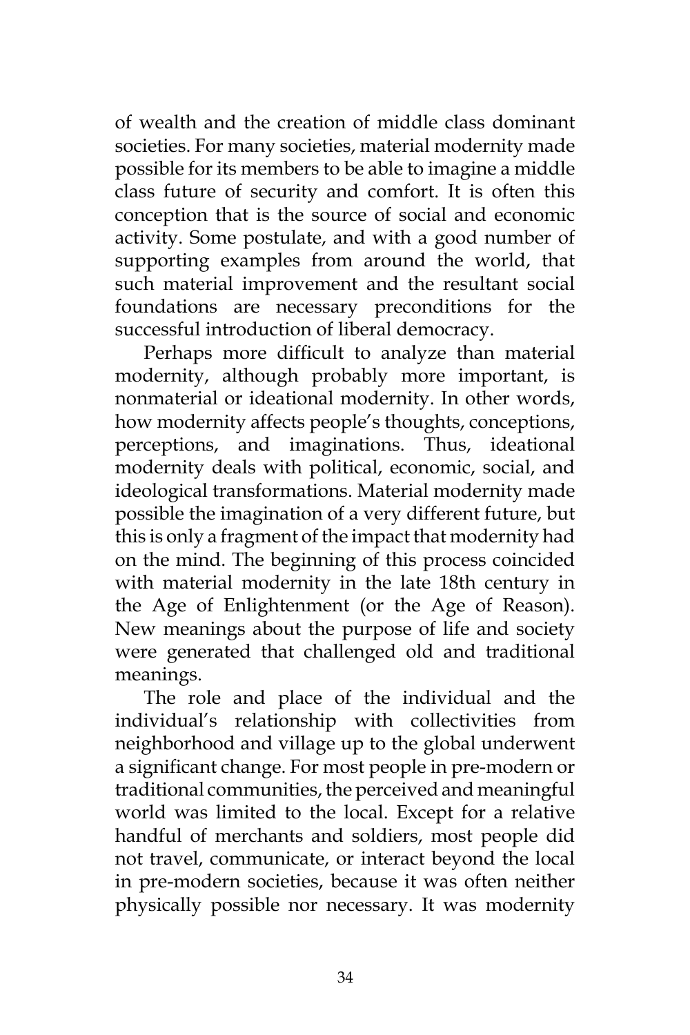of wealth and the creation of middle class dominant societies. For many societies, material modernity made possible for its members to be able to imagine a middle class future of security and comfort. It is often this conception that is the source of social and economic activity. Some postulate, and with a good number of supporting examples from around the world, that such material improvement and the resultant social foundations are necessary preconditions for the successful introduction of liberal democracy.

Perhaps more difficult to analyze than material modernity, although probably more important, is nonmaterial or ideational modernity. In other words, how modernity affects people's thoughts, conceptions, perceptions, and imaginations. Thus, ideational modernity deals with political, economic, social, and ideological transformations. Material modernity made possible the imagination of a very different future, but this is only a fragment of the impact that modernity had on the mind. The beginning of this process coincided with material modernity in the late 18th century in the Age of Enlightenment (or the Age of Reason). New meanings about the purpose of life and society were generated that challenged old and traditional meanings.

The role and place of the individual and the individual's relationship with collectivities from neighborhood and village up to the global underwent a significant change. For most people in pre-modern or traditional communities, the perceived and meaningful world was limited to the local. Except for a relative handful of merchants and soldiers, most people did not travel, communicate, or interact beyond the local in pre-modern societies, because it was often neither physically possible nor necessary. It was modernity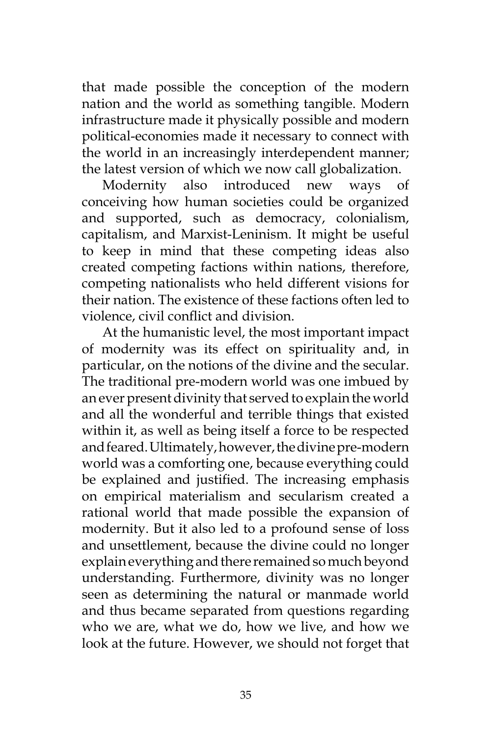that made possible the conception of the modern nation and the world as something tangible. Modern infrastructure made it physically possible and modern political-economies made it necessary to connect with the world in an increasingly interdependent manner; the latest version of which we now call globalization.

Modernity also introduced new ways of conceiving how human societies could be organized and supported, such as democracy, colonialism, capitalism, and Marxist-Leninism. It might be useful to keep in mind that these competing ideas also created competing factions within nations, therefore, competing nationalists who held different visions for their nation. The existence of these factions often led to violence, civil conflict and division.

At the humanistic level, the most important impact of modernity was its effect on spirituality and, in particular, on the notions of the divine and the secular. The traditional pre-modern world was one imbued by an ever present divinity that served to explain the world and all the wonderful and terrible things that existed within it, as well as being itself a force to be respected and feared. Ultimately, however, the divine pre-modern world was a comforting one, because everything could be explained and justified. The increasing emphasis on empirical materialism and secularism created a rational world that made possible the expansion of modernity. But it also led to a profound sense of loss and unsettlement, because the divine could no longer explain everything and there remained so much beyond understanding. Furthermore, divinity was no longer seen as determining the natural or manmade world and thus became separated from questions regarding who we are, what we do, how we live, and how we look at the future. However, we should not forget that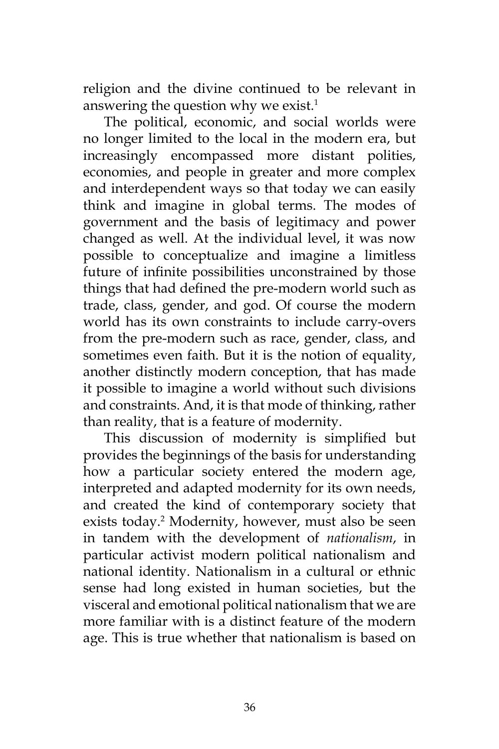religion and the divine continued to be relevant in answering the question why we exist.[1]

The political, economic, and social worlds were no longer limited to the local in the modern era, but increasingly encompassed more distant polities, economies, and people in greater and more complex and interdependent ways so that today we can easily think and imagine in global terms. The modes of government and the basis of legitimacy and power changed as well. At the individual level, it was now possible to conceptualize and imagine a limitless future of infinite possibilities unconstrained by those things that had defined the pre-modern world such as trade, class, gender, and god. Of course the modern world has its own constraints to include carry-overs from the pre-modern such as race, gender, class, and sometimes even faith. But it is the notion of equality, another distinctly modern conception, that has made it possible to imagine a world without such divisions and constraints. And, it is that mode of thinking, rather than reality, that is a feature of modernity.

This discussion of modernity is simplified but provides the beginnings of the basis for understanding how a particular society entered the modern age, interpreted and adapted modernity for its own needs, and created the kind of contemporary society that exists today.[2] Modernity, however, must also be seen in tandem with the development of *nationalism*, in particular activist modern political nationalism and national identity. Nationalism in a cultural or ethnic sense had long existed in human societies, but the visceral and emotional political nationalism that we are more familiar with is a distinct feature of the modern age. This is true whether that nationalism is based on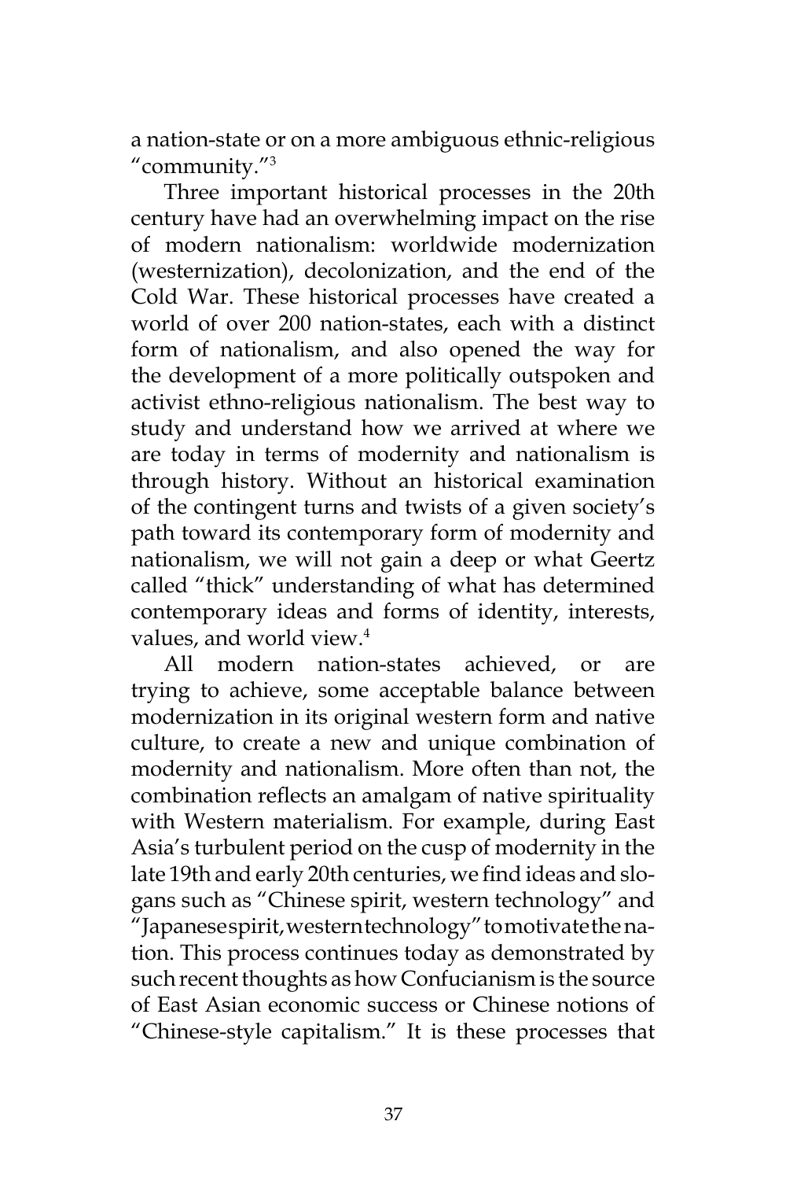a nation-state or on a more ambiguous ethnic-religious "community."[3]

Three important historical processes in the 20th century have had an overwhelming impact on the rise of modern nationalism: worldwide modernization (westernization), decolonization, and the end of the Cold War. These historical processes have created a world of over 200 nation-states, each with a distinct form of nationalism, and also opened the way for the development of a more politically outspoken and activist ethno-religious nationalism. The best way to study and understand how we arrived at where we are today in terms of modernity and nationalism is through history. Without an historical examination of the contingent turns and twists of a given society's path toward its contemporary form of modernity and nationalism, we will not gain a deep or what Geertz called "thick" understanding of what has determined contemporary ideas and forms of identity, interests, values, and world view.[4]

All modern nation-states achieved, or are trying to achieve, some acceptable balance between modernization in its original western form and native culture, to create a new and unique combination of modernity and nationalism. More often than not, the combination reflects an amalgam of native spirituality with Western materialism. For example, during East Asia's turbulent period on the cusp of modernity in the late 19th and early 20th centuries, we find ideas and slogans such as "Chinese spirit, western technology" and "Japanese spirit, western technology" to motivate the nation. This process continues today as demonstrated by such recent thoughts as how Confucianism is the source of East Asian economic success or Chinese notions of "Chinese-style capitalism." It is these processes that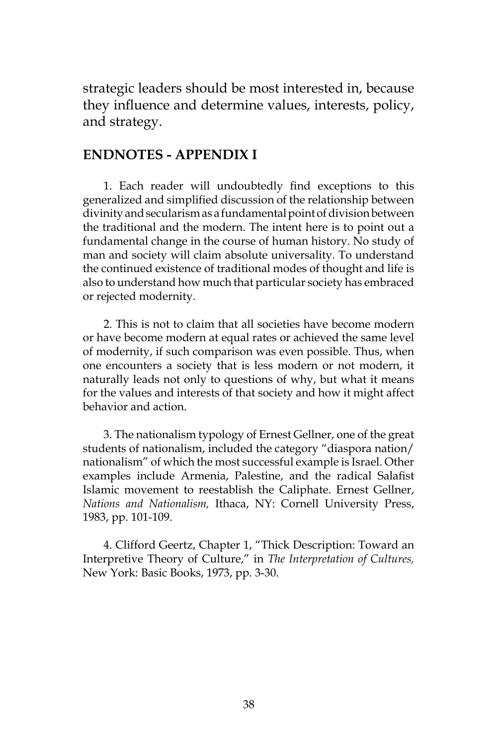strategic leaders should be most interested in, because they influence and determine values, interests, policy, and strategy.

## ENDNOTES - APPENDIX I

1. Each reader will undoubtedly find exceptions to this generalized and simplified discussion of the relationship between divinity and secularism as a fundamental point of division between the traditional and the modern. The intent here is to point out a fundamental change in the course of human history. No study of man and society will claim absolute universality. To understand the continued existence of traditional modes of thought and life is also to understand how much that particular society has embraced or rejected modernity.

2. This is not to claim that all societies have become modern or have become modern at equal rates or achieved the same level of modernity, if such comparison was even possible. Thus, when one encounters a society that is less modern or not modern, it naturally leads not only to questions of why, but what it means for the values and interests of that society and how it might affect behavior and action.

3. The nationalism typology of Ernest Gellner, one of the great students of nationalism, included the category "diaspora nation/ nationalism" of which the most successful example is Israel. Other examples include Armenia, Palestine, and the radical Salafist Islamic movement to reestablish the Caliphate. Ernest Gellner, *Nations and Nationalism,* Ithaca, NY: Cornell University Press, 1983, pp. 101-109.

4. Clifford Geertz, Chapter 1, "Thick Description: Toward an Interpretive Theory of Culture," in *The Interpretation of Cultures,* New York: Basic Books, 1973, pp. 3-30.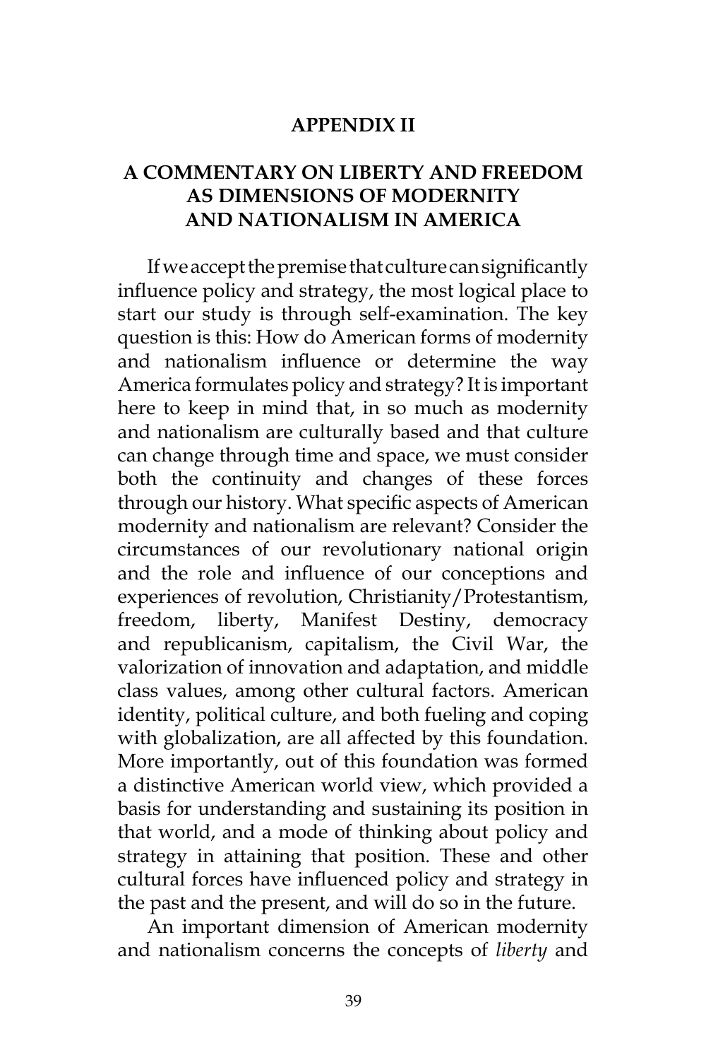# APPENDIX II

## A COMMENTARY ON LIBERTY AND FREEDOM AS DIMENSIONS OF MODERNITY AND NATIONALISM IN AMERICA

If we accept the premise that culture can significantly influence policy and strategy, the most logical place to start our study is through self-examination. The key question is this: How do American forms of modernity and nationalism influence or determine the way America formulates policy and strategy? It is important here to keep in mind that, in so much as modernity and nationalism are culturally based and that culture can change through time and space, we must consider both the continuity and changes of these forces through our history. What specific aspects of American modernity and nationalism are relevant? Consider the circumstances of our revolutionary national origin and the role and influence of our conceptions and experiences of revolution, Christianity/Protestantism, freedom, liberty, Manifest Destiny, democracy and republicanism, capitalism, the Civil War, the valorization of innovation and adaptation, and middle class values, among other cultural factors. American identity, political culture, and both fueling and coping with globalization, are all affected by this foundation. More importantly, out of this foundation was formed a distinctive American world view, which provided a basis for understanding and sustaining its position in that world, and a mode of thinking about policy and strategy in attaining that position. These and other cultural forces have influenced policy and strategy in the past and the present, and will do so in the future.

An important dimension of American modernity and nationalism concerns the concepts of *liberty* and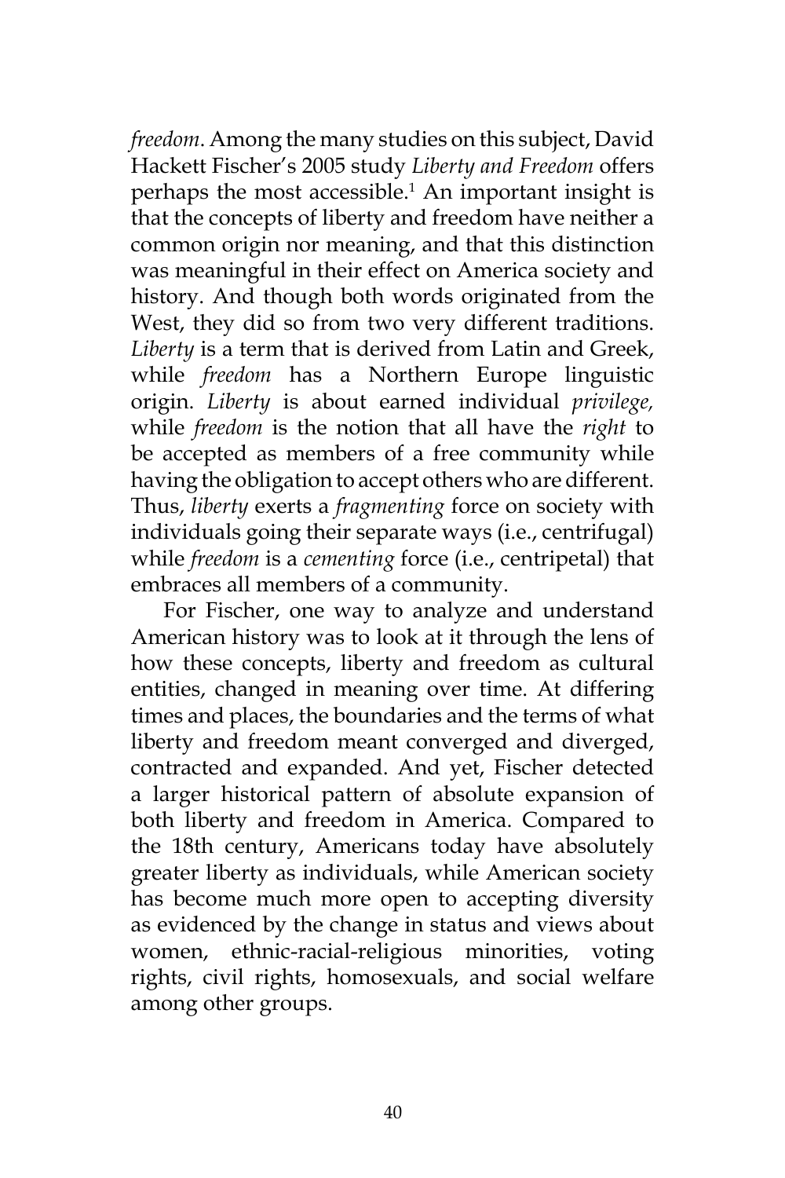*freedom*. Among the many studies on this subject, David Hackett Fischer's 2005 study *Liberty and Freedom* offers perhaps the most accessible.[1] An important insight is that the concepts of liberty and freedom have neither a common origin nor meaning, and that this distinction was meaningful in their effect on America society and history. And though both words originated from the West, they did so from two very different traditions. *Liberty* is a term that is derived from Latin and Greek, while *freedom* has a Northern Europe linguistic origin. *Liberty* is about earned individual *privilege,* while *freedom* is the notion that all have the *right* to be accepted as members of a free community while having the obligation to accept others who are different. Thus, *liberty* exerts a *fragmenting* force on society with individuals going their separate ways (i.e., centrifugal) while *freedom* is a *cementing* force (i.e., centripetal) that embraces all members of a community.

For Fischer, one way to analyze and understand American history was to look at it through the lens of how these concepts, liberty and freedom as cultural entities, changed in meaning over time. At differing times and places, the boundaries and the terms of what liberty and freedom meant converged and diverged, contracted and expanded. And yet, Fischer detected a larger historical pattern of absolute expansion of both liberty and freedom in America. Compared to the 18th century, Americans today have absolutely greater liberty as individuals, while American society has become much more open to accepting diversity as evidenced by the change in status and views about women, ethnic-racial-religious minorities, voting rights, civil rights, homosexuals, and social welfare among other groups.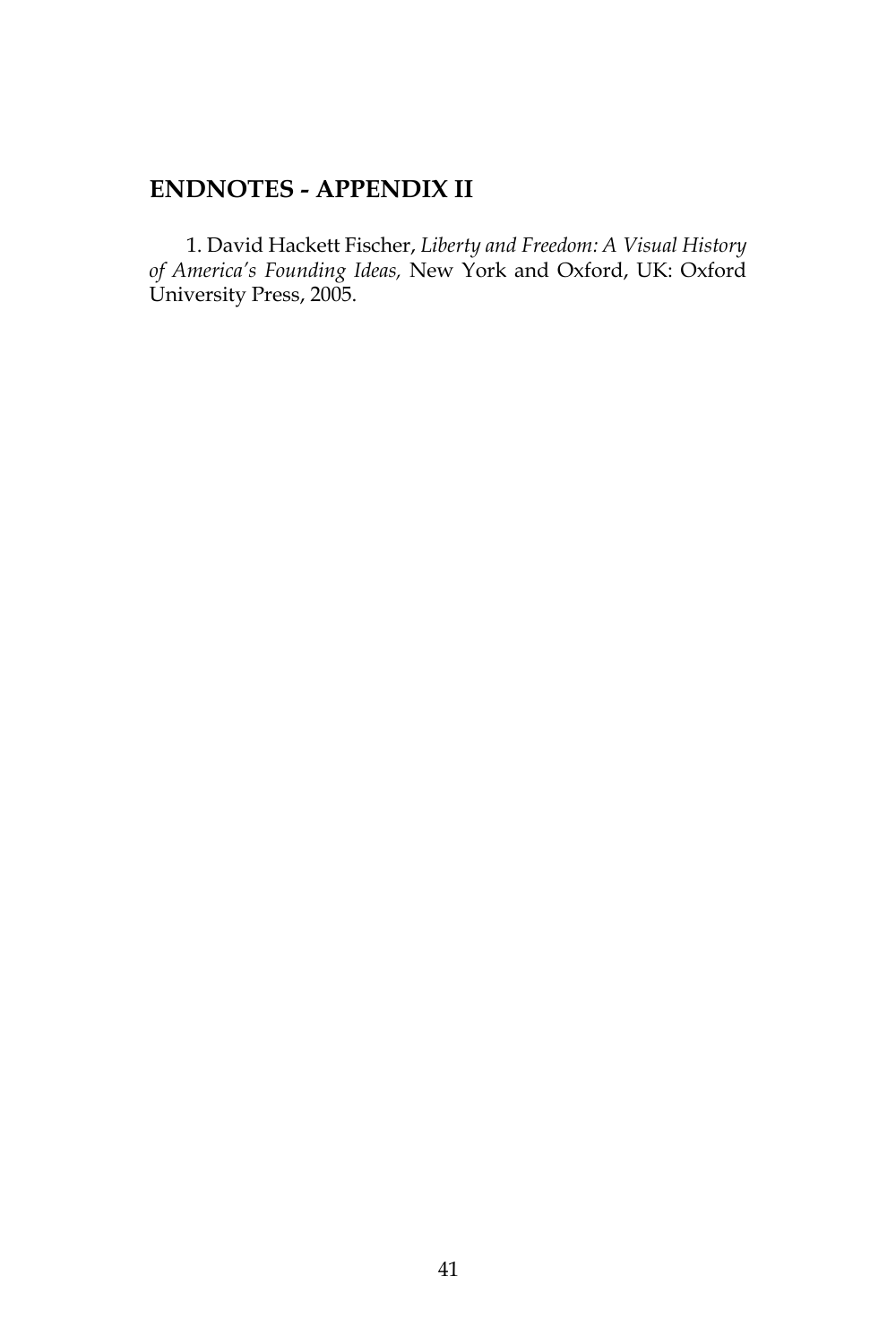## ENDNOTES - APPENDIX II

1. David Hackett Fischer, *Liberty and Freedom: A Visual History of America's Founding Ideas,* New York and Oxford, UK: Oxford University Press, 2005.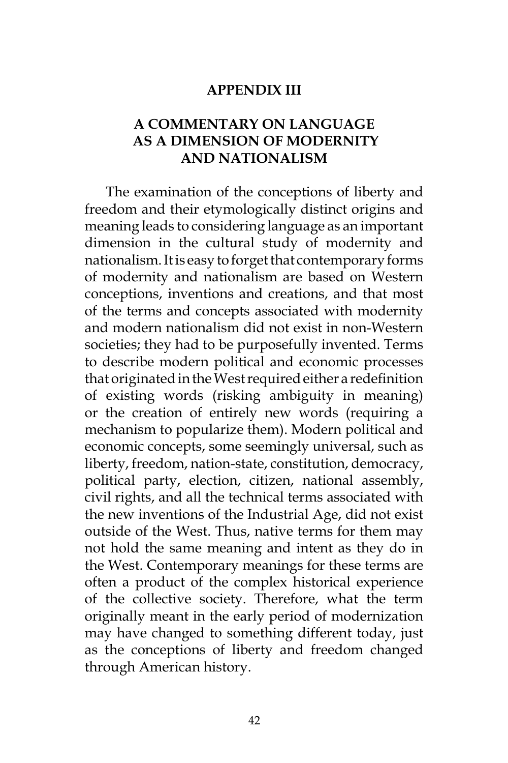# APPENDIX III

## A COMMENTARY ON LANGUAGE AS A DIMENSION OF MODERNITY AND NATIONALISM

The examination of the conceptions of liberty and freedom and their etymologically distinct origins and meaning leads to considering language as an important dimension in the cultural study of modernity and nationalism. It is easy to forget that contemporary forms of modernity and nationalism are based on Western conceptions, inventions and creations, and that most of the terms and concepts associated with modernity and modern nationalism did not exist in non-Western societies; they had to be purposefully invented. Terms to describe modern political and economic processes that originated in the West required either a redefinition of existing words (risking ambiguity in meaning) or the creation of entirely new words (requiring a mechanism to popularize them). Modern political and economic concepts, some seemingly universal, such as liberty, freedom, nation-state, constitution, democracy, political party, election, citizen, national assembly, civil rights, and all the technical terms associated with the new inventions of the Industrial Age, did not exist outside of the West. Thus, native terms for them may not hold the same meaning and intent as they do in the West. Contemporary meanings for these terms are often a product of the complex historical experience of the collective society. Therefore, what the term originally meant in the early period of modernization may have changed to something different today, just as the conceptions of liberty and freedom changed through American history.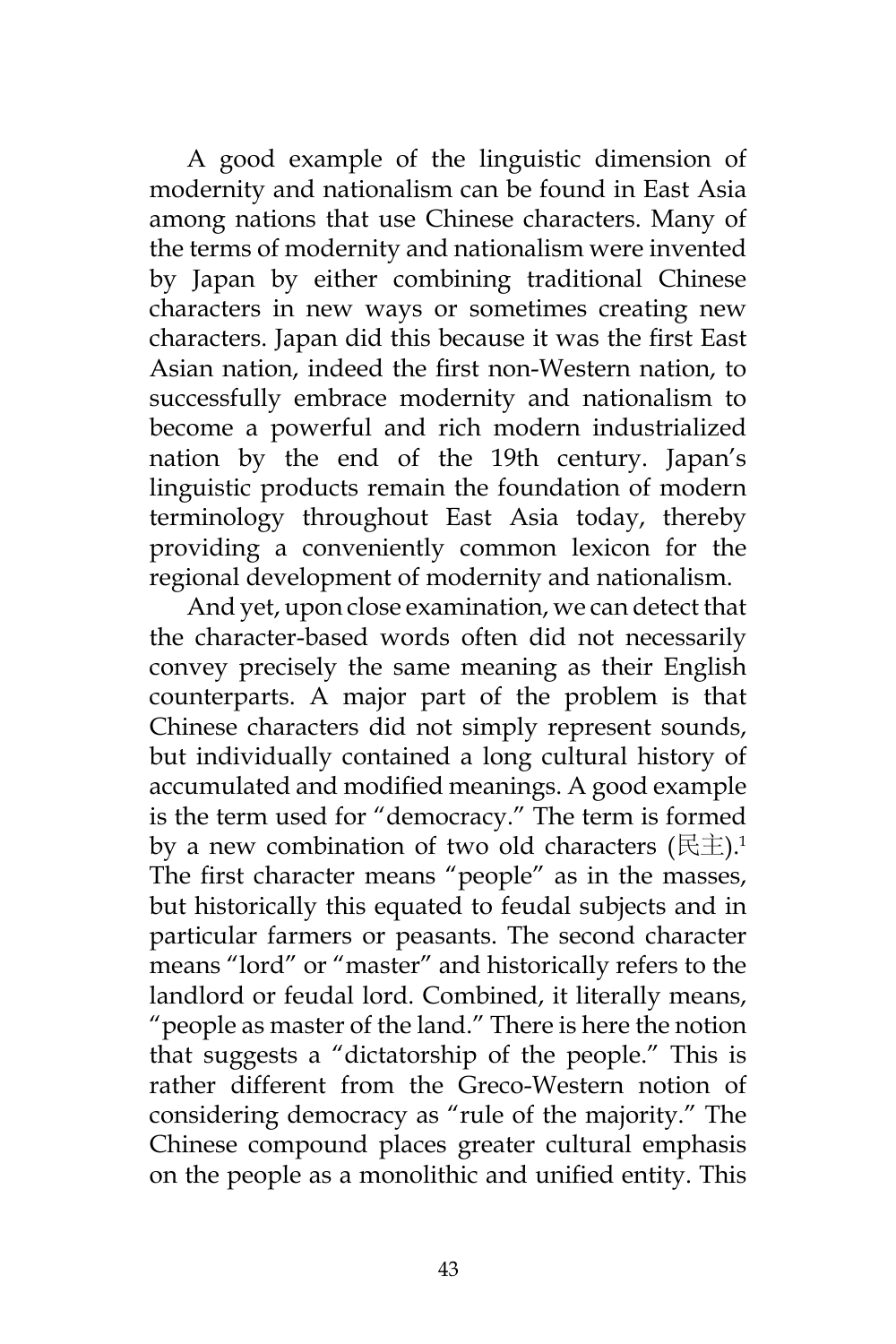A good example of the linguistic dimension of modernity and nationalism can be found in East Asia among nations that use Chinese characters. Many of the terms of modernity and nationalism were invented by Japan by either combining traditional Chinese characters in new ways or sometimes creating new characters. Japan did this because it was the first East Asian nation, indeed the first non-Western nation, to successfully embrace modernity and nationalism to become a powerful and rich modern industrialized nation by the end of the 19th century. Japan's linguistic products remain the foundation of modern terminology throughout East Asia today, thereby providing a conveniently common lexicon for the regional development of modernity and nationalism.

And yet, upon close examination, we can detect that the character-based words often did not necessarily convey precisely the same meaning as their English counterparts. A major part of the problem is that Chinese characters did not simply represent sounds, but individually contained a long cultural history of accumulated and modified meanings. A good example is the term used for "democracy." The term is formed by a new combination of two old characters (民主).[1] The first character means "people" as in the masses, but historically this equated to feudal subjects and in particular farmers or peasants. The second character means "lord" or "master" and historically refers to the landlord or feudal lord. Combined, it literally means, "people as master of the land." There is here the notion that suggests a "dictatorship of the people." This is rather different from the Greco-Western notion of considering democracy as "rule of the majority." The Chinese compound places greater cultural emphasis on the people as a monolithic and unified entity. This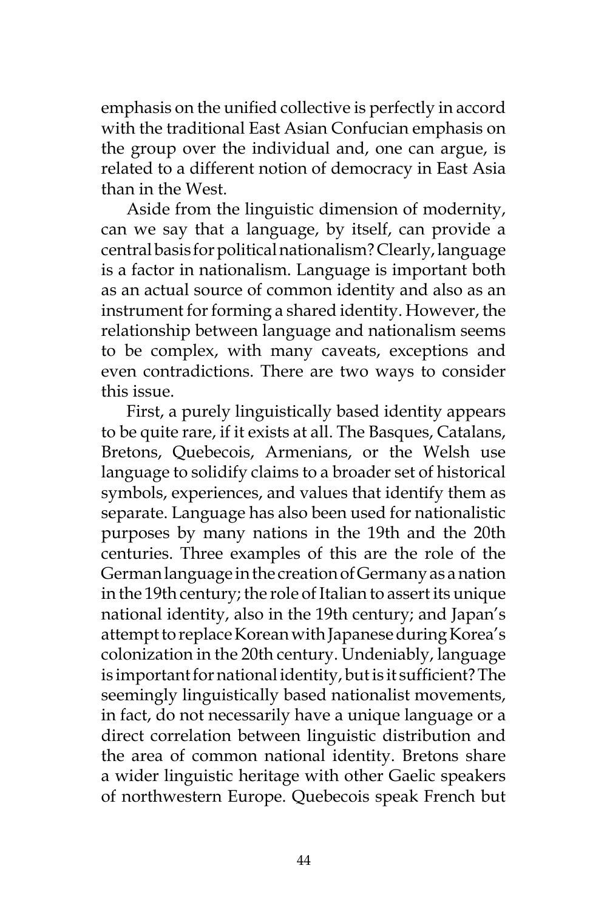emphasis on the unified collective is perfectly in accord with the traditional East Asian Confucian emphasis on the group over the individual and, one can argue, is related to a different notion of democracy in East Asia than in the West.

Aside from the linguistic dimension of modernity, can we say that a language, by itself, can provide a central basis for political nationalism? Clearly, language is a factor in nationalism. Language is important both as an actual source of common identity and also as an instrument for forming a shared identity. However, the relationship between language and nationalism seems to be complex, with many caveats, exceptions and even contradictions. There are two ways to consider this issue.

First, a purely linguistically based identity appears to be quite rare, if it exists at all. The Basques, Catalans, Bretons, Quebecois, Armenians, or the Welsh use language to solidify claims to a broader set of historical symbols, experiences, and values that identify them as separate. Language has also been used for nationalistic purposes by many nations in the 19th and the 20th centuries. Three examples of this are the role of the German language in the creation of Germany as a nation in the 19th century; the role of Italian to assert its unique national identity, also in the 19th century; and Japan's attempt to replace Korean with Japanese during Korea's colonization in the 20th century. Undeniably, language is important for national identity, but is it sufficient? The seemingly linguistically based nationalist movements, in fact, do not necessarily have a unique language or a direct correlation between linguistic distribution and the area of common national identity. Bretons share a wider linguistic heritage with other Gaelic speakers of northwestern Europe. Quebecois speak French but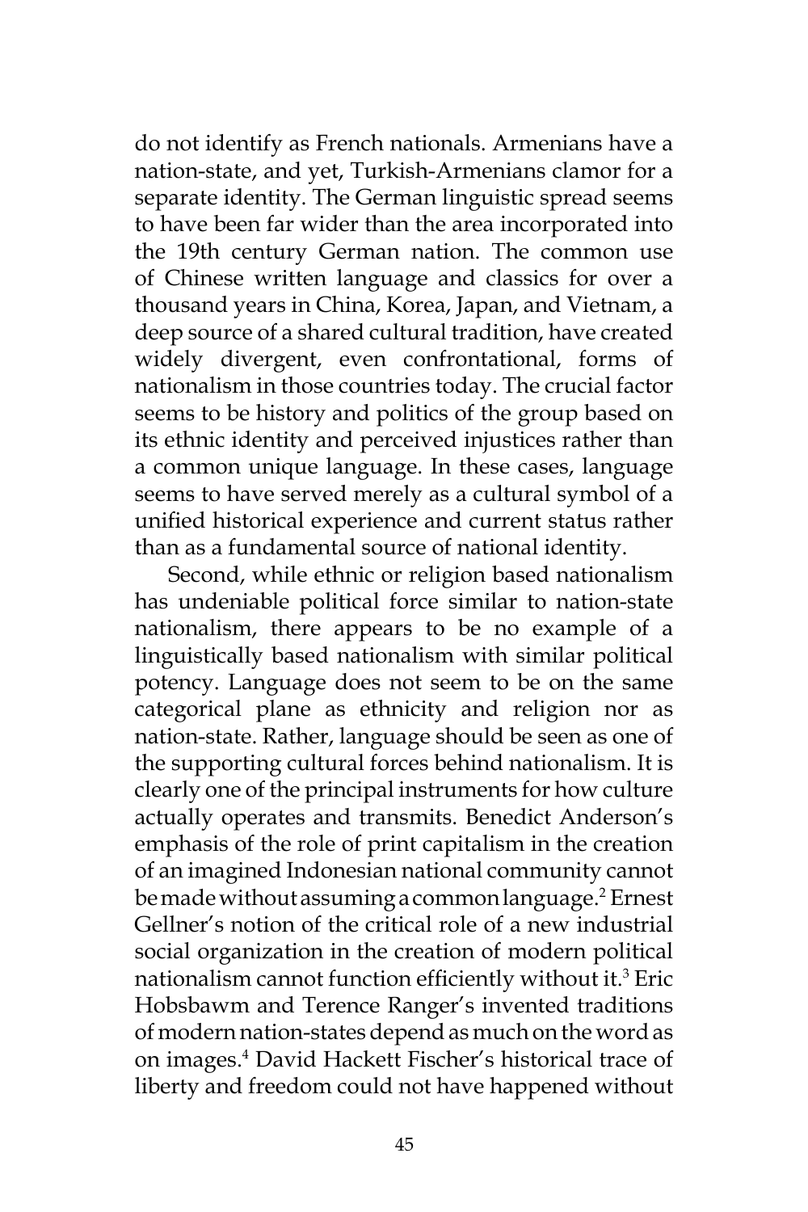do not identify as French nationals. Armenians have a nation-state, and yet, Turkish-Armenians clamor for a separate identity. The German linguistic spread seems to have been far wider than the area incorporated into the 19th century German nation. The common use of Chinese written language and classics for over a thousand years in China, Korea, Japan, and Vietnam, a deep source of a shared cultural tradition, have created widely divergent, even confrontational, forms of nationalism in those countries today. The crucial factor seems to be history and politics of the group based on its ethnic identity and perceived injustices rather than a common unique language. In these cases, language seems to have served merely as a cultural symbol of a unified historical experience and current status rather than as a fundamental source of national identity.

Second, while ethnic or religion based nationalism has undeniable political force similar to nation-state nationalism, there appears to be no example of a linguistically based nationalism with similar political potency. Language does not seem to be on the same categorical plane as ethnicity and religion nor as nation-state. Rather, language should be seen as one of the supporting cultural forces behind nationalism. It is clearly one of the principal instruments for how culture actually operates and transmits. Benedict Anderson's emphasis of the role of print capitalism in the creation of an imagined Indonesian national community cannot be made without assuming a common language.[2] Ernest Gellner's notion of the critical role of a new industrial social organization in the creation of modern political nationalism cannot function efficiently without it.[3] Eric Hobsbawm and Terence Ranger's invented traditions of modern nation-states depend as much on the word as on images.[4] David Hackett Fischer's historical trace of liberty and freedom could not have happened without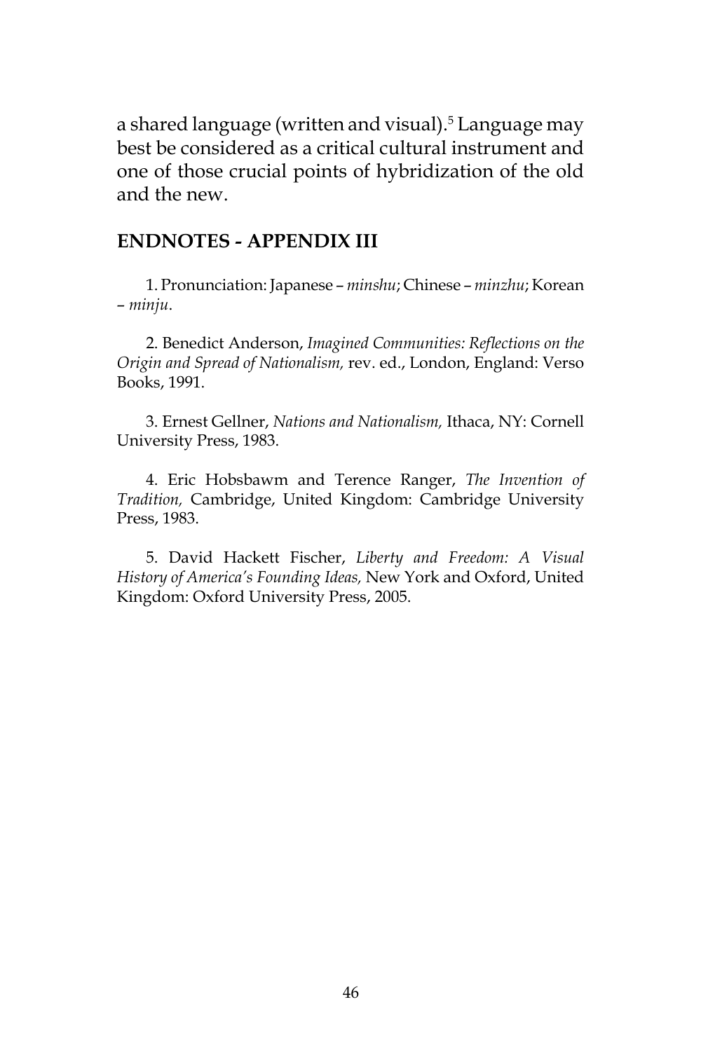a shared language (written and visual).[5] Language may best be considered as a critical cultural instrument and one of those crucial points of hybridization of the old and the new.

## ENDNOTES - APPENDIX III

1. Pronunciation: Japanese – *minshu*; Chinese – *minzhu*; Korean – *minju*.

2. Benedict Anderson, *Imagined Communities: Reflections on the Origin and Spread of Nationalism,* rev. ed., London, England: Verso Books, 1991.

3. Ernest Gellner, *Nations and Nationalism,* Ithaca, NY: Cornell University Press, 1983.

4. Eric Hobsbawm and Terence Ranger, *The Invention of Tradition,* Cambridge, United Kingdom: Cambridge University Press, 1983.

5. David Hackett Fischer, *Liberty and Freedom: A Visual History of America's Founding Ideas,* New York and Oxford, United Kingdom: Oxford University Press, 2005.